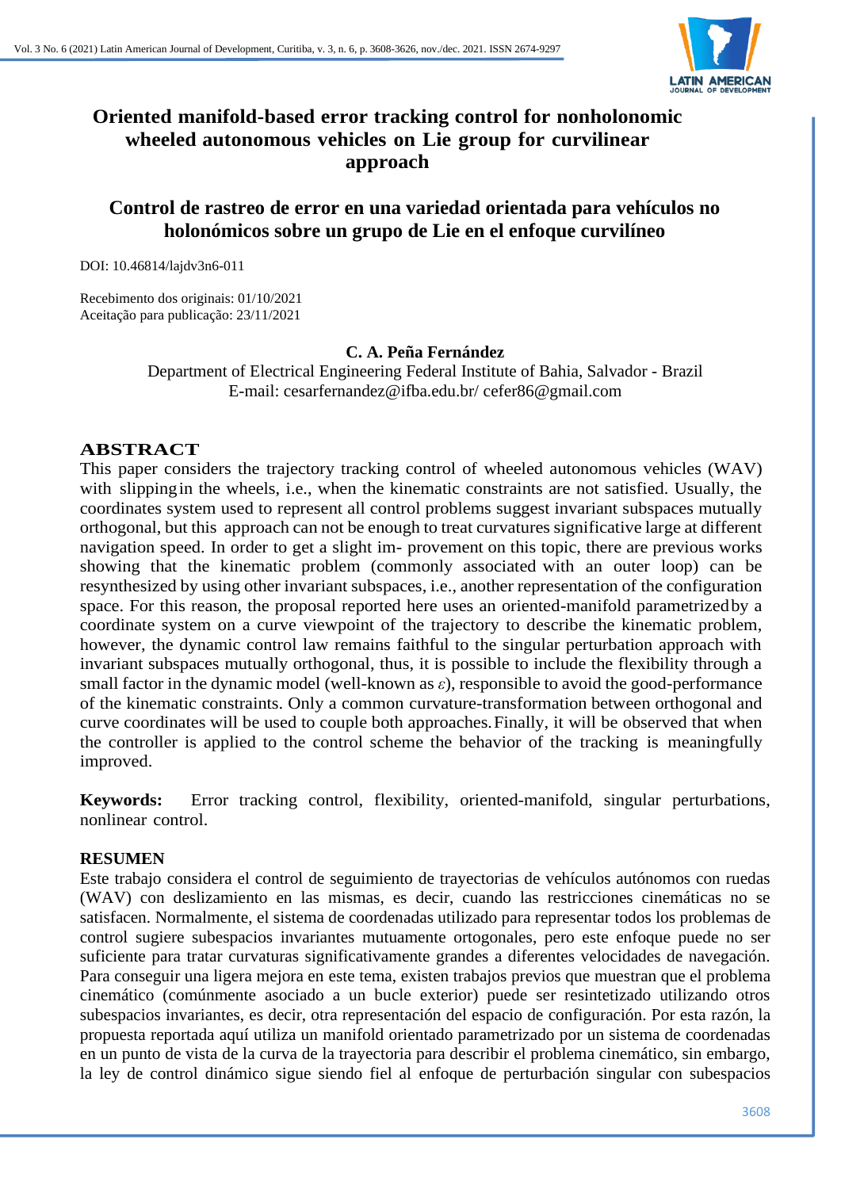# Oriented manifold-based error tracking control for nonholonomic wheeled autonomous vehicles on Lie group for curvilinear approach

# Control de rastreo de error en una variedad orientada para vehículos no holonómicos sobre un grupo de Lie en el enfoque curvilíneo

DOI: 10.46814/lajdv3n6-011

Recebimento dos originais: 01/10/2021
Aceitação para publicação: 23/11/2021

**C. A. Peña Fernández**

Department of Electrical Engineering Federal Institute of Bahia, Salvador - Brazil
E-mail: cesarfernandez@ifba.edu.br/ cefer86@gmail.com

## ABSTRACT

This paper considers the trajectory tracking control of wheeled autonomous vehicles (WAV) with slipping in the wheels, i.e., when the kinematic constraints are not satisfied. Usually, the coordinates system used to represent all control problems suggest invariant subspaces mutually orthogonal, but this approach can not be enough to treat curvatures significative large at different navigation speed. In order to get a slight im- provement on this topic, there are previous works showing that the kinematic problem (commonly associated with an outer loop) can be resynthesized by using other invariant subspaces, i.e., another representation of the configuration space. For this reason, the proposal reported here uses an oriented-manifold parametrized by a coordinate system on a curve viewpoint of the trajectory to describe the kinematic problem, however, the dynamic control law remains faithful to the singular perturbation approach with invariant subspaces mutually orthogonal, thus, it is possible to include the flexibility through a small factor in the dynamic model (well-known as $\varepsilon$), responsible to avoid the good-performance of the kinematic constraints. Only a common curvature-transformation between orthogonal and curve coordinates will be used to couple both approaches. Finally, it will be observed that when the controller is applied to the control scheme the behavior of the tracking is meaningfully improved.

**Keywords:** Error tracking control, flexibility, oriented-manifold, singular perturbations, nonlinear control.

## RESUMEN

Este trabajo considera el control de seguimiento de trayectorias de vehículos autónomos con ruedas (WAV) con deslizamiento en las mismas, es decir, cuando las restricciones cinemáticas no se satisfacen. Normalmente, el sistema de coordenadas utilizado para representar todos los problemas de control sugiere subespacios invariantes mutuamente ortogonales, pero este enfoque puede no ser suficiente para tratar curvaturas significativamente grandes a diferentes velocidades de navegación. Para conseguir una ligera mejora en este tema, existen trabajos previos que muestran que el problema cinemático (comúnmente asociado a un bucle exterior) puede ser resintetizado utilizando otros subespacios invariantes, es decir, otra representación del espacio de configuración. Por esta razón, la propuesta reportada aquí utiliza un manifold orientado parametrizado por un sistema de coordenadas en un punto de vista de la curva de la trayectoria para describir el problema cinemático, sin embargo, la ley de control dinámico sigue siendo fiel al enfoque de perturbación singular con subespacios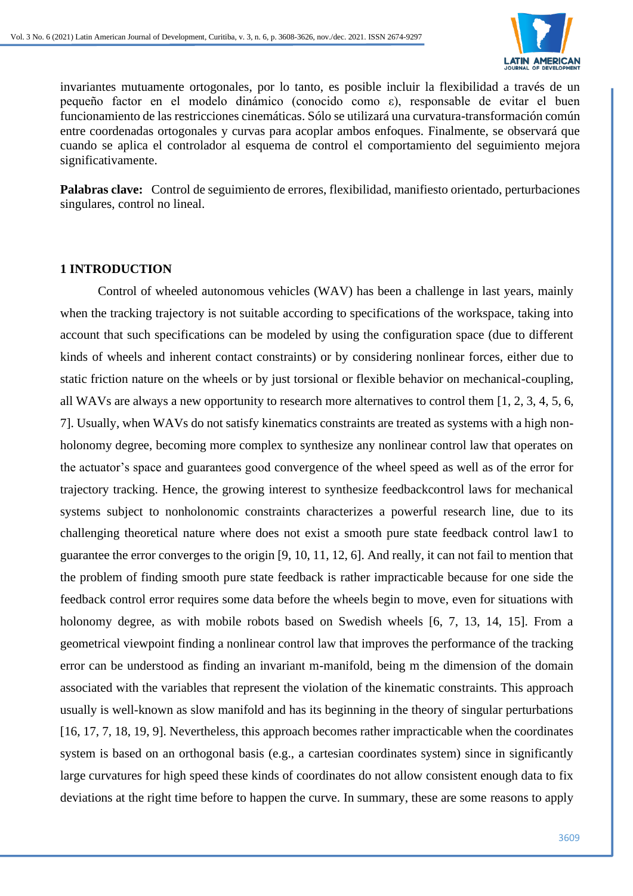invariantes mutuamente ortogonales, por lo tanto, es posible incluir la flexibilidad a través de un pequeño factor en el modelo dinámico (conocido como ε), responsable de evitar el buen funcionamiento de las restricciones cinemáticas. Sólo se utilizará una curvatura-transformación común entre coordenadas ortogonales y curvas para acoplar ambos enfoques. Finalmente, se observará que cuando se aplica el controlador al esquema de control el comportamiento del seguimiento mejora significativamente.

**Palabras clave:** Control de seguimiento de errores, flexibilidad, manifiesto orientado, perturbaciones singulares, control no lineal.

## 1 INTRODUCTION

Control of wheeled autonomous vehicles (WAV) has been a challenge in last years, mainly when the tracking trajectory is not suitable according to specifications of the workspace, taking into account that such specifications can be modeled by using the configuration space (due to different kinds of wheels and inherent contact constraints) or by considering nonlinear forces, either due to static friction nature on the wheels or by just torsional or flexible behavior on mechanical-coupling, all WAVs are always a new opportunity to research more alternatives to control them [1, 2, 3, 4, 5, 6, 7]. Usually, when WAVs do not satisfy kinematics constraints are treated as systems with a high non-holonomy degree, becoming more complex to synthesize any nonlinear control law that operates on the actuator's space and guarantees good convergence of the wheel speed as well as of the error for trajectory tracking. Hence, the growing interest to synthesize feedbackcontrol laws for mechanical systems subject to nonholonomic constraints characterizes a powerful research line, due to its challenging theoretical nature where does not exist a smooth pure state feedback control law1 to guarantee the error converges to the origin [9, 10, 11, 12, 6]. And really, it can not fail to mention that the problem of finding smooth pure state feedback is rather impracticable because for one side the feedback control error requires some data before the wheels begin to move, even for situations with holonomy degree, as with mobile robots based on Swedish wheels [6, 7, 13, 14, 15]. From a geometrical viewpoint finding a nonlinear control law that improves the performance of the tracking error can be understood as finding an invariant m-manifold, being m the dimension of the domain associated with the variables that represent the violation of the kinematic constraints. This approach usually is well-known as slow manifold and has its beginning in the theory of singular perturbations [16, 17, 7, 18, 19, 9]. Nevertheless, this approach becomes rather impracticable when the coordinates system is based on an orthogonal basis (e.g., a cartesian coordinates system) since in significantly large curvatures for high speed these kinds of coordinates do not allow consistent enough data to fix deviations at the right time before to happen the curve. In summary, these are some reasons to apply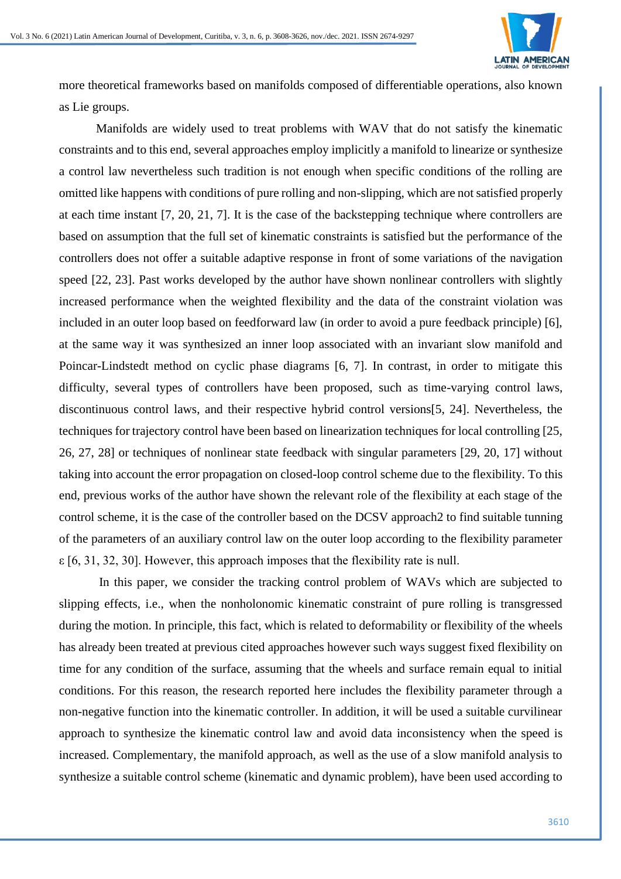more theoretical frameworks based on manifolds composed of differentiable operations, also known as Lie groups.

Manifolds are widely used to treat problems with WAV that do not satisfy the kinematic constraints and to this end, several approaches employ implicitly a manifold to linearize or synthesize a control law nevertheless such tradition is not enough when specific conditions of the rolling are omitted like happens with conditions of pure rolling and non-slipping, which are not satisfied properly at each time instant [7, 20, 21, 7]. It is the case of the backstepping technique where controllers are based on assumption that the full set of kinematic constraints is satisfied but the performance of the controllers does not offer a suitable adaptive response in front of some variations of the navigation speed [22, 23]. Past works developed by the author have shown nonlinear controllers with slightly increased performance when the weighted flexibility and the data of the constraint violation was included in an outer loop based on feedforward law (in order to avoid a pure feedback principle) [6], at the same way it was synthesized an inner loop associated with an invariant slow manifold and Poincar-Lindstedt method on cyclic phase diagrams [6, 7]. In contrast, in order to mitigate this difficulty, several types of controllers have been proposed, such as time-varying control laws, discontinuous control laws, and their respective hybrid control versions[5, 24]. Nevertheless, the techniques for trajectory control have been based on linearization techniques for local controlling [25, 26, 27, 28] or techniques of nonlinear state feedback with singular parameters [29, 20, 17] without taking into account the error propagation on closed-loop control scheme due to the flexibility. To this end, previous works of the author have shown the relevant role of the flexibility at each stage of the control scheme, it is the case of the controller based on the DCSV approach2 to find suitable tunning of the parameters of an auxiliary control law on the outer loop according to the flexibility parameter $\varepsilon$ [6, 31, 32, 30]. However, this approach imposes that the flexibility rate is null.

In this paper, we consider the tracking control problem of WAVs which are subjected to slipping effects, i.e., when the nonholonomic kinematic constraint of pure rolling is transgressed during the motion. In principle, this fact, which is related to deformability or flexibility of the wheels has already been treated at previous cited approaches however such ways suggest fixed flexibility on time for any condition of the surface, assuming that the wheels and surface remain equal to initial conditions. For this reason, the research reported here includes the flexibility parameter through a non-negative function into the kinematic controller. In addition, it will be used a suitable curvilinear approach to synthesize the kinematic control law and avoid data inconsistency when the speed is increased. Complementary, the manifold approach, as well as the use of a slow manifold analysis to synthesize a suitable control scheme (kinematic and dynamic problem), have been used according to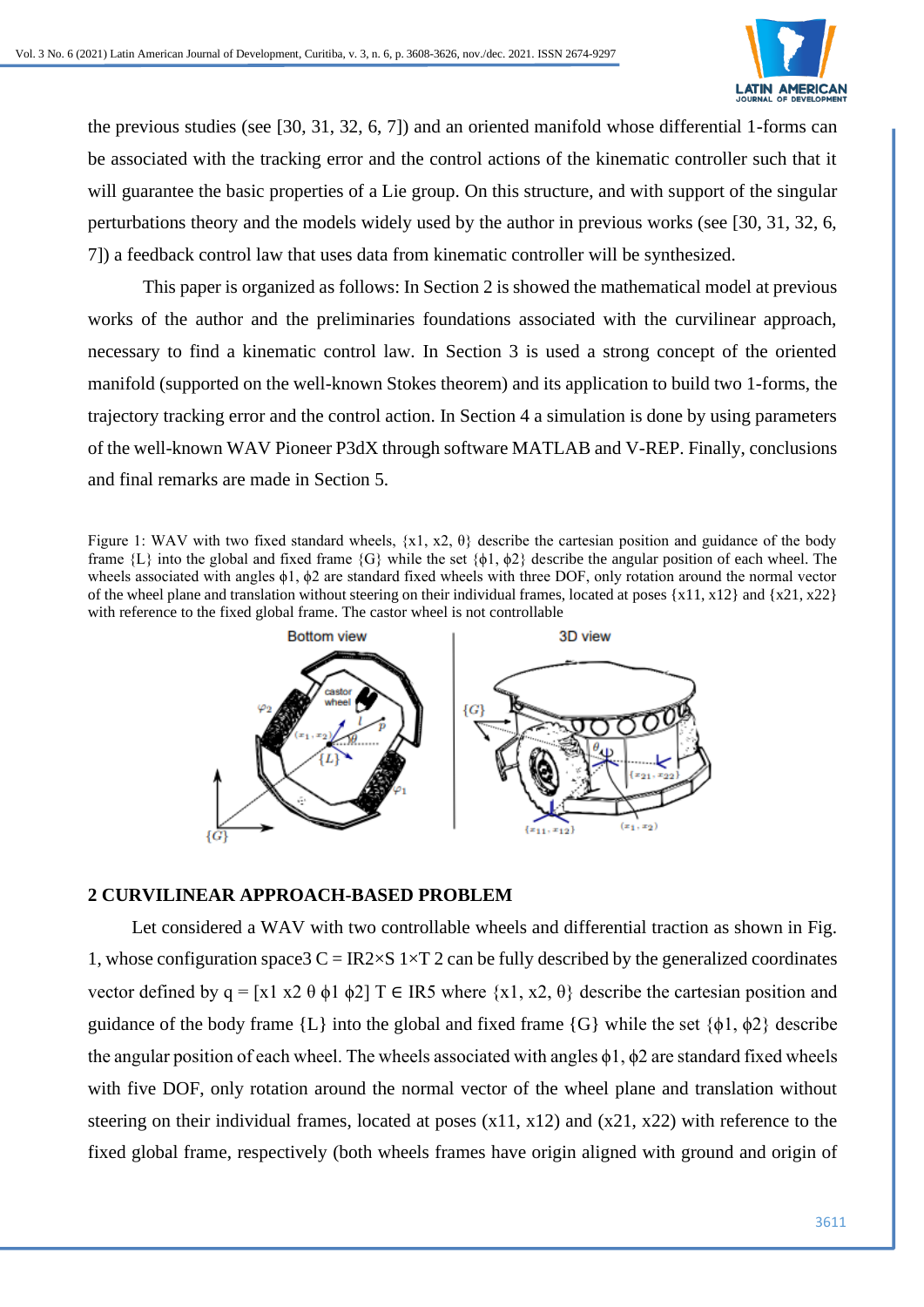the previous studies (see [30, 31, 32, 6, 7]) and an oriented manifold whose differential 1-forms can be associated with the tracking error and the control actions of the kinematic controller such that it will guarantee the basic properties of a Lie group. On this structure, and with support of the singular perturbations theory and the models widely used by the author in previous works (see [30, 31, 32, 6, 7]) a feedback control law that uses data from kinematic controller will be synthesized.

This paper is organized as follows: In Section 2 is showed the mathematical model at previous works of the author and the preliminaries foundations associated with the curvilinear approach, necessary to find a kinematic control law. In Section 3 is used a strong concept of the oriented manifold (supported on the well-known Stokes theorem) and its application to build two 1-forms, the trajectory tracking error and the control action. In Section 4 a simulation is done by using parameters of the well-known WAV Pioneer P3dX through software MATLAB and V-REP. Finally, conclusions and final remarks are made in Section 5.

Figure 1: WAV with two fixed standard wheels, $\{x_1, x_2, \theta\}$ describe the cartesian position and guidance of the body frame $\{L\}$ into the global and fixed frame $\{G\}$ while the set $\{\phi_1, \phi_2\}$ describe the angular position of each wheel. The wheels associated with angles $\phi_1$, $\phi_2$ are standard fixed wheels with three DOF, only rotation around the normal vector of the wheel plane and translation without steering on their individual frames, located at poses $\{x_{11}, x_{12}\}$ and $\{x_{21}, x_{22}\}$ with reference to the fixed global frame. The castor wheel is not controllable

## 2 CURVILINEAR APPROACH-BASED PROBLEM

Let considered a WAV with two controllable wheels and differential traction as shown in Fig. 1, whose configuration space3 $C = \mathbb{R}^2 \times S^1 \times T^2$ can be fully described by the generalized coordinates vector defined by $q = [x_1\ x_2\ \theta\ \phi_1\ \phi_2]^T \in \mathbb{R}^5$ where $\{x_1, x_2, \theta\}$ describe the cartesian position and guidance of the body frame $\{L\}$ into the global and fixed frame $\{G\}$ while the set $\{\phi_1, \phi_2\}$ describe the angular position of each wheel. The wheels associated with angles $\phi_1$, $\phi_2$ are standard fixed wheels with five DOF, only rotation around the normal vector of the wheel plane and translation without steering on their individual frames, located at poses $(x_{11}, x_{12})$ and $(x_{21}, x_{22})$ with reference to the fixed global frame, respectively (both wheels frames have origin aligned with ground and origin of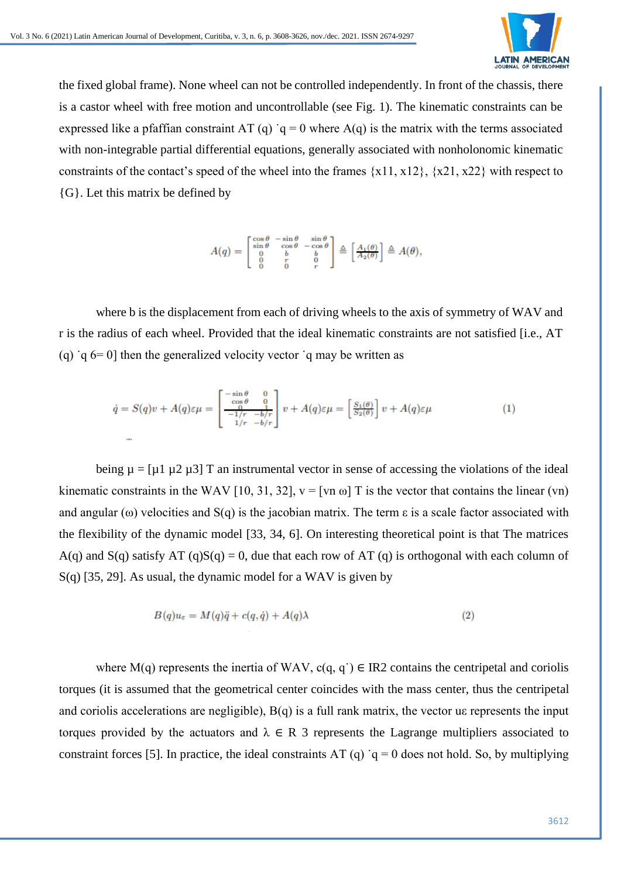the fixed global frame). None wheel can not be controlled independently. In front of the chassis, there is a castor wheel with free motion and uncontrollable (see Fig. 1). The kinematic constraints can be expressed like a pfaffian constraint AT (q) ˙q = 0 where A(q) is the matrix with the terms associated with non-integrable partial differential equations, generally associated with nonholonomic kinematic constraints of the contact's speed of the wheel into the frames {x11, x12}, {x21, x22} with respect to {G}. Let this matrix be defined by

$$A(q) = \begin{bmatrix} \cos\theta & -\sin\theta & \sin\theta \\ \sin\theta & \cos\theta & -\cos\theta \\ 0 & b & b \\ 0 & r & 0 \\ 0 & 0 & r \end{bmatrix} \triangleq \left[\frac{A_1(\theta)}{A_2(\theta)}\right] \triangleq A(\theta),$$

where b is the displacement from each of driving wheels to the axis of symmetry of WAV and r is the radius of each wheel. Provided that the ideal kinematic constraints are not satisfied [i.e., AT (q) ˙q 6= 0] then the generalized velocity vector ˙q may be written as

$$\dot{q} = S(q)v + A(q)\varepsilon\mu = \begin{bmatrix} -\sin\theta & 0 \\ \cos\theta & 0 \\ 0 & 1 \\ \hline -1/r & -b/r \\ 1/r & -b/r \end{bmatrix} v + A(q)\varepsilon\mu = \left[\frac{S_1(\theta)}{S_2(\theta)}\right] v + A(q)\varepsilon\mu \tag{1}$$

being μ = [μ1 μ2 μ3] T an instrumental vector in sense of accessing the violations of the ideal kinematic constraints in the WAV [10, 31, 32], v = [vn ω] T is the vector that contains the linear (vn) and angular (ω) velocities and S(q) is the jacobian matrix. The term ε is a scale factor associated with the flexibility of the dynamic model [33, 34, 6]. On interesting theoretical point is that The matrices A(q) and S(q) satisfy AT (q)S(q) = 0, due that each row of AT (q) is orthogonal with each column of S(q) [35, 29]. As usual, the dynamic model for a WAV is given by

$$B(q)u_{\varepsilon} = M(q)\ddot{q} + c(q,\dot{q}) + A(q)\lambda \tag{2}$$

where M(q) represents the inertia of WAV, c(q, q˙) ∈ IR2 contains the centripetal and coriolis torques (it is assumed that the geometrical center coincides with the mass center, thus the centripetal and coriolis accelerations are negligible), B(q) is a full rank matrix, the vector uε represents the input torques provided by the actuators and λ ∈ R 3 represents the Lagrange multipliers associated to constraint forces [5]. In practice, the ideal constraints AT (q) ˙q = 0 does not hold. So, by multiplying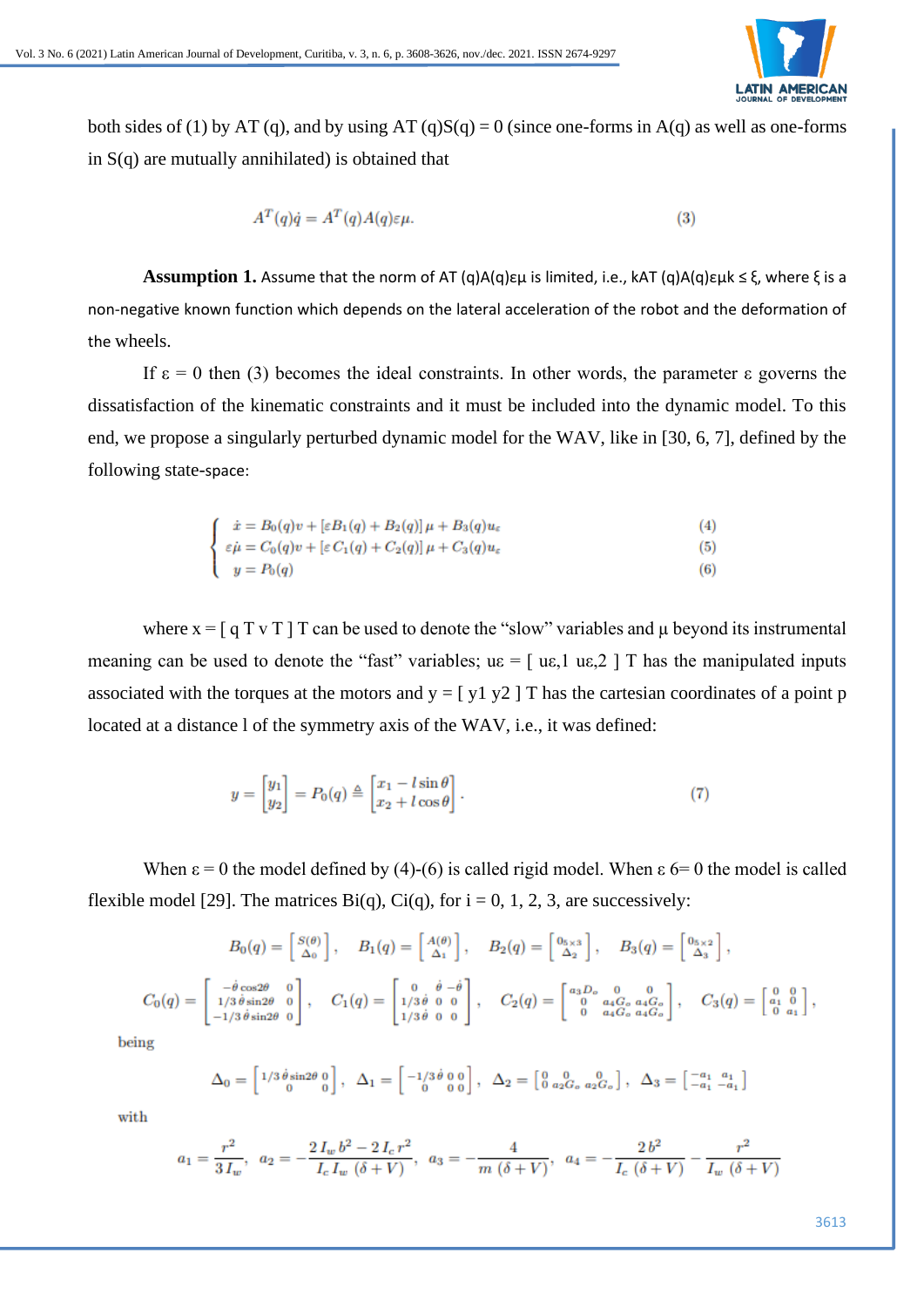both sides of (1) by $A^T(q)$, and by using $A^T(q)S(q) = 0$ (since one-forms in $A(q)$ as well as one-forms in $S(q)$ are mutually annihilated) is obtained that

$$A^T(q)\dot{q} = A^T(q)A(q)\varepsilon\mu. \tag{3}$$

**Assumption 1.** Assume that the norm of $A^T(q)A(q)\varepsilon\mu$ is limited, i.e., $\|A^T(q)A(q)\varepsilon\mu\| \leq \xi$, where $\xi$ is a non-negative known function which depends on the lateral acceleration of the robot and the deformation of the wheels.

If $\varepsilon = 0$ then (3) becomes the ideal constraints. In other words, the parameter $\varepsilon$ governs the dissatisfaction of the kinematic constraints and it must be included into the dynamic model. To this end, we propose a singularly perturbed dynamic model for the WAV, like in [30, 6, 7], defined by the following state-space:

$$\begin{cases} \dot{x} = B_0(q)v + [\varepsilon B_1(q) + B_2(q)]\,\mu + B_3(q)u_\varepsilon & (4)\\ \varepsilon\dot{\mu} = C_0(q)v + [\varepsilon\, C_1(q) + C_2(q)]\,\mu + C_3(q)u_\varepsilon & (5)\\ y = P_0(q) & (6) \end{cases}$$

where $x = [\,q^T\; v^T\,]^T$ can be used to denote the "slow" variables and $\mu$ beyond its instrumental meaning can be used to denote the "fast" variables; $u_\varepsilon = [\,u_{\varepsilon,1}\; u_{\varepsilon,2}\,]^T$ has the manipulated inputs associated with the torques at the motors and $y = [\,y_1\; y_2\,]^T$ has the cartesian coordinates of a point p located at a distance l of the symmetry axis of the WAV, i.e., it was defined:

$$y = \begin{bmatrix} y_1 \\ y_2 \end{bmatrix} = P_0(q) \triangleq \begin{bmatrix} x_1 - l\sin\theta \\ x_2 + l\cos\theta \end{bmatrix}. \tag{7}$$

When $\varepsilon = 0$ the model defined by (4)-(6) is called rigid model. When $\varepsilon \neq 0$ the model is called flexible model [29]. The matrices $B_i(q)$, $C_i(q)$, for $i = 0, 1, 2, 3$, are successively:

$$B_0(q) = \begin{bmatrix} S(\theta) \\ \Delta_0 \end{bmatrix},\quad B_1(q) = \begin{bmatrix} A(\theta) \\ \Delta_1 \end{bmatrix},\quad B_2(q) = \begin{bmatrix} 0_{5\times 3} \\ \Delta_2 \end{bmatrix},\quad B_3(q) = \begin{bmatrix} 0_{5\times 2} \\ \Delta_3 \end{bmatrix},$$

$$C_0(q) = \begin{bmatrix} -\dot{\theta}\cos 2\theta & 0 \\ 1/3\,\dot{\theta}\sin 2\theta & 0 \\ -1/3\,\dot{\theta}\sin 2\theta & 0 \end{bmatrix},\quad C_1(q) = \begin{bmatrix} 0 & \dot{\theta} & -\dot{\theta} \\ 1/3\,\dot{\theta} & 0 & 0 \\ 1/3\,\dot{\theta} & 0 & 0 \end{bmatrix},\quad C_2(q) = \begin{bmatrix} a_3 D_o & 0 & 0 \\ 0 & a_4 G_o & a_4 G_o \\ 0 & a_4 G_o & a_4 G_o \end{bmatrix},\quad C_3(q) = \begin{bmatrix} 0 & 0 \\ a_1 & 0 \\ 0 & a_1 \end{bmatrix},$$

being

$$\Delta_0 = \begin{bmatrix} 1/3\,\dot{\theta}\sin 2\theta & 0 \\ 0 & 0 \end{bmatrix},\quad \Delta_1 = \begin{bmatrix} -1/3\,\dot{\theta} & 0 & 0 \\ 0 & 0 & 0 \end{bmatrix},\quad \Delta_2 = \begin{bmatrix} 0 & 0 & 0 \\ 0 & a_2 G_o & a_2 G_o \end{bmatrix},\quad \Delta_3 = \begin{bmatrix} -a_1 & a_1 \\ -a_1 & -a_1 \end{bmatrix}$$

with

$$a_1 = \frac{r^2}{3\,I_w},\quad a_2 = -\frac{2\,I_w\,b^2 - 2\,I_c\,r^2}{I_c\,I_w\,(\delta + V)},\quad a_3 = -\frac{4}{m\,(\delta + V)},\quad a_4 = -\frac{2\,b^2}{I_c\,(\delta + V)} - \frac{r^2}{I_w\,(\delta + V)}$$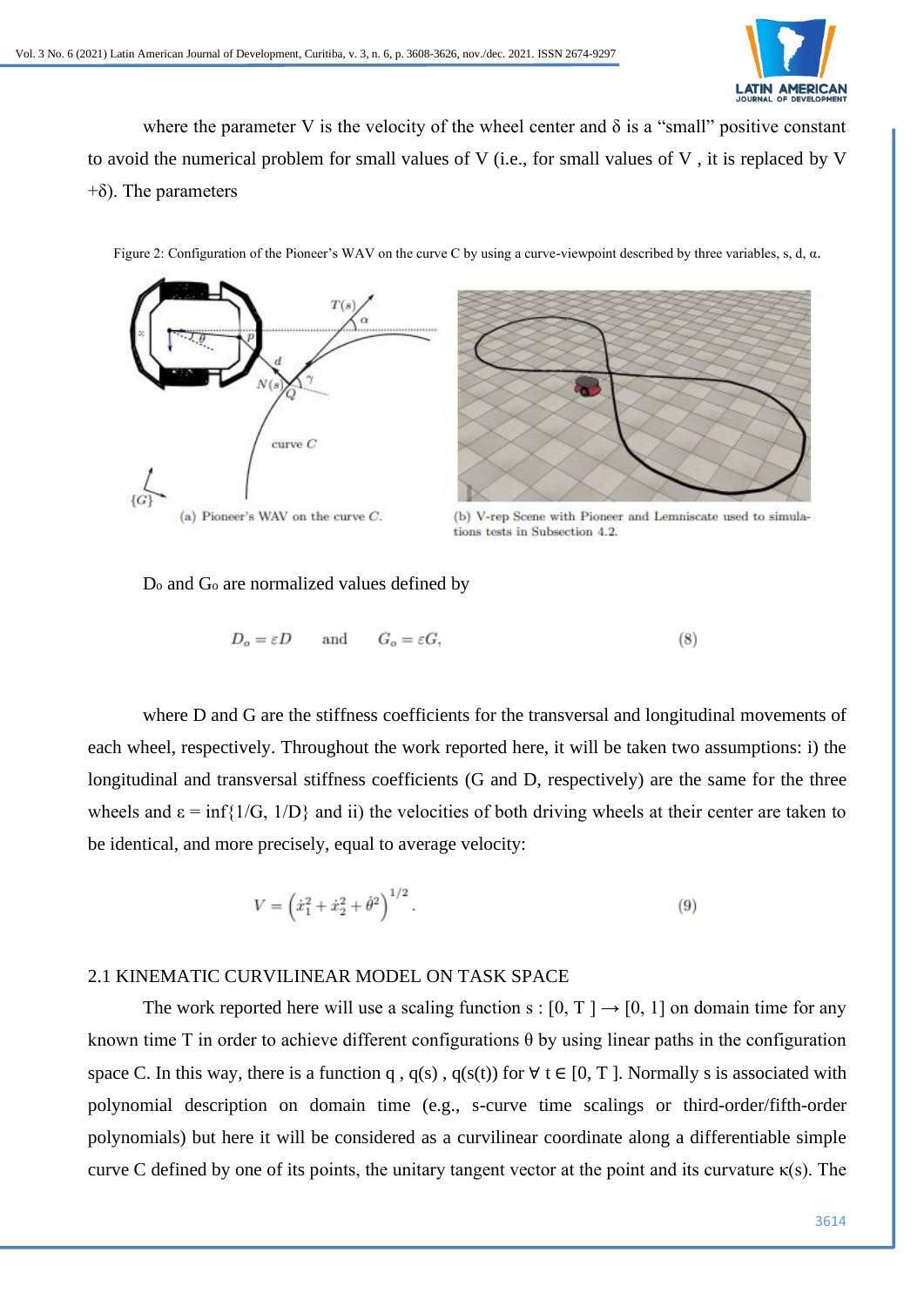where the parameter V is the velocity of the wheel center and δ is a "small" positive constant to avoid the numerical problem for small values of V (i.e., for small values of V , it is replaced by V +δ). The parameters

Figure 2: Configuration of the Pioneer's WAV on the curve C by using a curve-viewpoint described by three variables, s, d, α.

(a) Pioneer's WAV on the curve $C$.

(b) V-rep Scene with Pioneer and Lemniscate used to simulations tests in Subsection 4.2.

$D_o$ and $G_o$ are normalized values defined by

$$D_o = \varepsilon D \quad \text{and} \quad G_o = \varepsilon G, \tag{8}$$

where D and G are the stiffness coefficients for the transversal and longitudinal movements of each wheel, respectively. Throughout the work reported here, it will be taken two assumptions: i) the longitudinal and transversal stiffness coefficients (G and D, respectively) are the same for the three wheels and ε = inf{1/G, 1/D} and ii) the velocities of both driving wheels at their center are taken to be identical, and more precisely, equal to average velocity:

$$V = \left(\dot{x}_1^2 + \dot{x}_2^2 + \dot{\theta}^2\right)^{1/2}. \tag{9}$$

## 2.1 KINEMATIC CURVILINEAR MODEL ON TASK SPACE

The work reported here will use a scaling function s : [0, T ] → [0, 1] on domain time for any known time T in order to achieve different configurations θ by using linear paths in the configuration space C. In this way, there is a function q , q(s) , q(s(t)) for ∀ t ∈ [0, T ]. Normally s is associated with polynomial description on domain time (e.g., s-curve time scalings or third-order/fifth-order polynomials) but here it will be considered as a curvilinear coordinate along a differentiable simple curve C defined by one of its points, the unitary tangent vector at the point and its curvature κ(s). The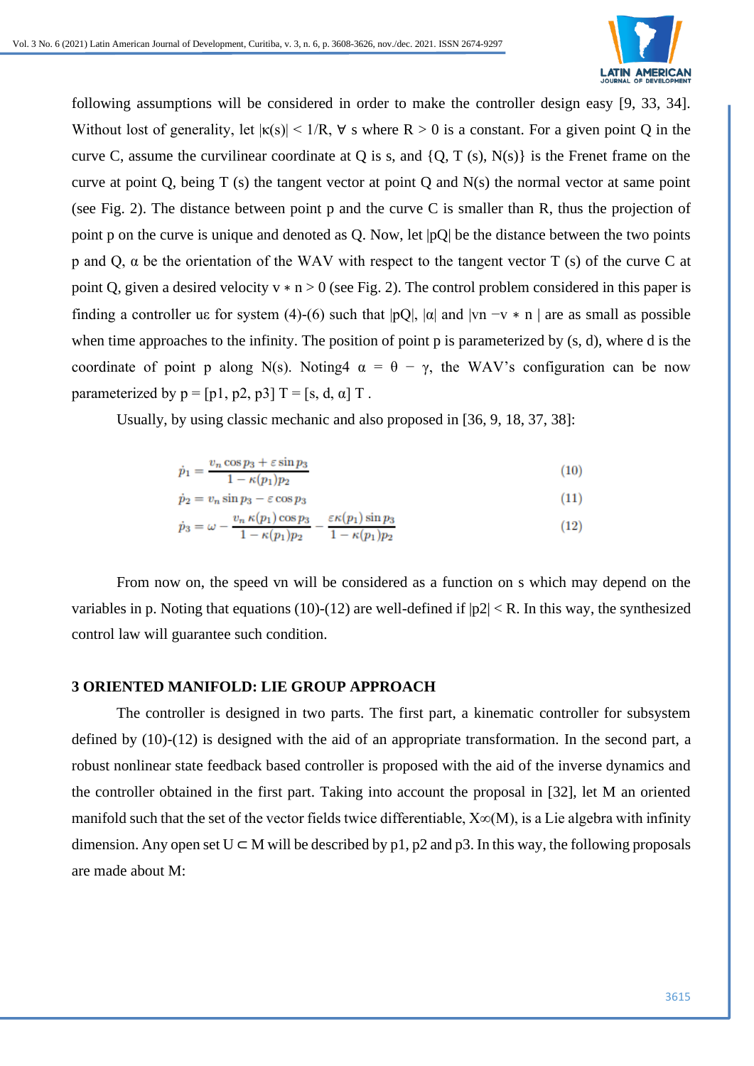following assumptions will be considered in order to make the controller design easy [9, 33, 34]. Without lost of generality, let $|\kappa(s)| < 1/R$, $\forall$ s where $R > 0$ is a constant. For a given point Q in the curve C, assume the curvilinear coordinate at Q is s, and $\{Q, T(s), N(s)\}$ is the Frenet frame on the curve at point Q, being T (s) the tangent vector at point Q and N(s) the normal vector at same point (see Fig. 2). The distance between point p and the curve C is smaller than R, thus the projection of point p on the curve is unique and denoted as Q. Now, let |pQ| be the distance between the two points p and Q, $\alpha$ be the orientation of the WAV with respect to the tangent vector T (s) of the curve C at point Q, given a desired velocity $v * n > 0$ (see Fig. 2). The control problem considered in this paper is finding a controller $u_\varepsilon$ for system (4)-(6) such that |pQ|, $|\alpha|$ and $|v_n - v * n|$ are as small as possible when time approaches to the infinity. The position of point p is parameterized by (s, d), where d is the coordinate of point p along N(s). Noting4 $\alpha = \theta - \gamma$, the WAV's configuration can be now parameterized by $p = [p_1, p_2, p_3]^T = [s, d, \alpha]^T$.

Usually, by using classic mechanic and also proposed in [36, 9, 18, 37, 38]:

$$\dot{p}_1 = \frac{v_n \cos p_3 + \varepsilon \sin p_3}{1 - \kappa(p_1)p_2} \tag{10}$$

$$\dot{p}_2 = v_n \sin p_3 - \varepsilon \cos p_3 \tag{11}$$

$$\dot{p}_3 = \omega - \frac{v_n \, \kappa(p_1) \cos p_3}{1 - \kappa(p_1)p_2} - \frac{\varepsilon \kappa(p_1) \sin p_3}{1 - \kappa(p_1)p_2} \tag{12}$$

From now on, the speed $v_n$ will be considered as a function on s which may depend on the variables in p. Noting that equations (10)-(12) are well-defined if $|p_2| < R$. In this way, the synthesized control law will guarantee such condition.

## 3 ORIENTED MANIFOLD: LIE GROUP APPROACH

The controller is designed in two parts. The first part, a kinematic controller for subsystem defined by (10)-(12) is designed with the aid of an appropriate transformation. In the second part, a robust nonlinear state feedback based controller is proposed with the aid of the inverse dynamics and the controller obtained in the first part. Taking into account the proposal in [32], let M an oriented manifold such that the set of the vector fields twice differentiable, $X_\infty(M)$, is a Lie algebra with infinity dimension. Any open set $U \subset M$ will be described by $p_1$, $p_2$ and $p_3$. In this way, the following proposals are made about M: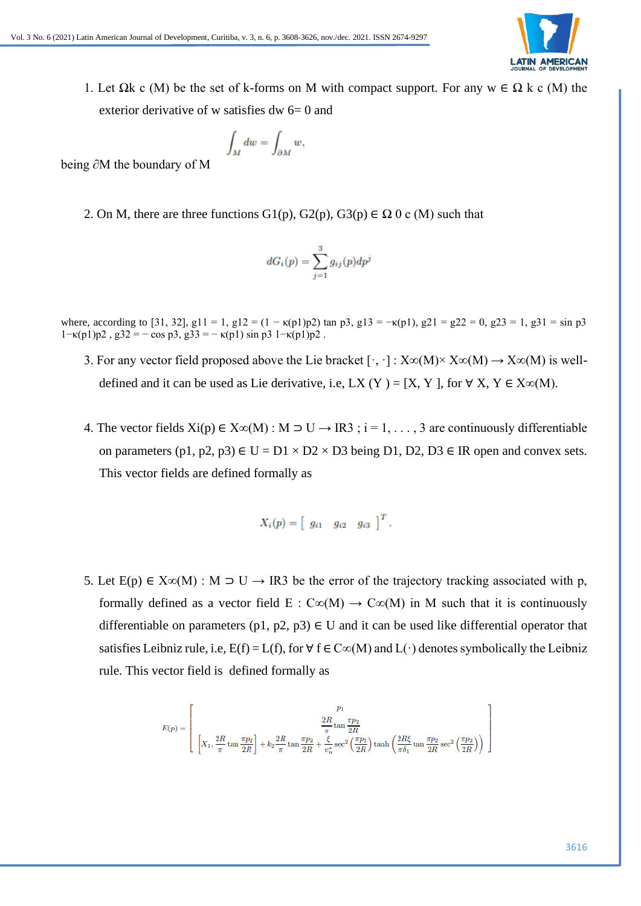1. Let $\Omega^k_c(M)$ be the set of k-forms on M with compact support. For any $w \in \Omega^k_c(M)$ the exterior derivative of w satisfies $dw \neq 0$ and

$$\int_M dw = \int_{\partial M} w,$$

being $\partial M$ the boundary of M

2. On M, there are three functions $G_1(p), G_2(p), G_3(p) \in \Omega^0_c(M)$ such that

$$dG_i(p) = \sum_{j=1}^{3} g_{ij}(p)dp^j$$

where, according to [31, 32], $g_{11} = 1$, $g_{12} = (1 - \kappa(p_1)p_2)\tan p_3$, $g_{13} = -\kappa(p_1)$, $g_{21} = g_{22} = 0$, $g_{23} = 1$, $g_{31} = \sin p_3 \, 1-\kappa(p_1)p_2$, $g_{32} = -\cos p_3$, $g_{33} = -\kappa(p_1)\sin p_3 \, 1-\kappa(p_1)p_2$.

3. For any vector field proposed above the Lie bracket $[\cdot,\cdot] : \mathfrak{X}^\infty(M) \times \mathfrak{X}^\infty(M) \rightarrow \mathfrak{X}^\infty(M)$ is well-defined and it can be used as Lie derivative, i.e, $L_X(Y) = [X, Y]$, for $\forall\, X, Y \in \mathfrak{X}^\infty(M)$.

4. The vector fields $X_i(p) \in \mathfrak{X}^\infty(M) : M \supset U \rightarrow \mathbb{R}^3$ ; $i = 1, \ldots, 3$ are continuously differentiable on parameters $(p_1, p_2, p_3) \in U = D_1 \times D_2 \times D_3$ being $D_1, D_2, D_3 \in \mathbb{R}$ open and convex sets. This vector fields are defined formally as

$$X_i(p) = \begin{bmatrix} g_{i1} & g_{i2} & g_{i3} \end{bmatrix}^T.$$

5. Let $E(p) \in \mathfrak{X}^\infty(M) : M \supset U \rightarrow \mathbb{R}^3$ be the error of the trajectory tracking associated with p, formally defined as a vector field $E : C^\infty(M) \rightarrow C^\infty(M)$ in M such that it is continuously differentiable on parameters $(p_1, p_2, p_3) \in U$ and it can be used like differential operator that satisfies Leibniz rule, i.e, $E(f) = L(f)$, for $\forall\, f \in C^\infty(M)$ and $L(\cdot)$ denotes symbolically the Leibniz rule. This vector field is defined formally as

$$E(p) = \begin{bmatrix} p_1 \\ \frac{2R}{\pi}\tan\frac{\pi p_2}{2R} \\ \left[X_1, \frac{2R}{\pi}\tan\frac{\pi p_2}{2R}\right] + k_2\frac{2R}{\pi}\tan\frac{\pi p_2}{2R} + \frac{\xi}{v_n^*}\sec^2\left(\frac{\pi p_2}{2R}\right)\tanh\left(\frac{2R\xi}{\pi\delta_1}\tan\frac{\pi p_2}{2R}\sec^2\left(\frac{\pi p_2}{2R}\right)\right) \end{bmatrix}$$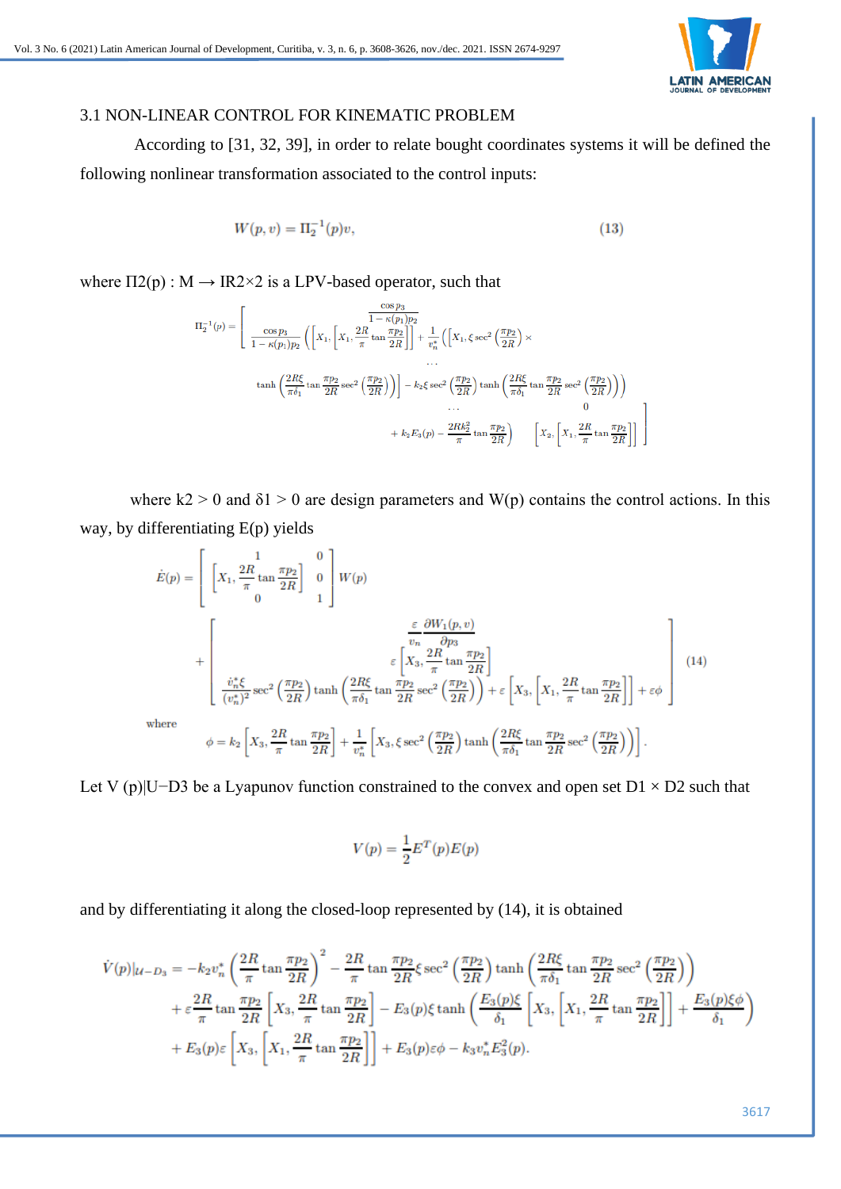### 3.1 NON-LINEAR CONTROL FOR KINEMATIC PROBLEM

According to [31, 32, 39], in order to relate bought coordinates systems it will be defined the following nonlinear transformation associated to the control inputs:

$$W(p, v) = \Pi_2^{-1}(p)v, \tag{13}$$

where $\Pi2(p) : M \rightarrow IR2\times2$ is a LPV-based operator, such that

$$\Pi_2^{-1}(p) = \left[ \begin{array}{cc} \dfrac{\cos p_3}{1-\kappa(p_1)p_2} & \cdots \\ \dfrac{\cos p_3}{1-\kappa(p_1)p_2}\left(\left[X_1,\left[X_1,\dfrac{2R}{\pi}\tan\dfrac{\pi p_2}{2R}\right]\right] + \dfrac{1}{v_n^*}\left(\left[X_1, \xi\sec^2\left(\dfrac{\pi p_2}{2R}\right)\times \right.\right.\right. & \cdots \\ \left.\left.\left.\tanh\left(\dfrac{2R\xi}{\pi\delta_1}\tan\dfrac{\pi p_2}{2R}\sec^2\left(\dfrac{\pi p_2}{2R}\right)\right)\right]\right) - k_2\xi\sec^2\left(\dfrac{\pi p_2}{2R}\right)\tanh\left(\dfrac{2R\xi}{\pi\delta_1}\tan\dfrac{\pi p_2}{2R}\sec^2\left(\dfrac{\pi p_2}{2R}\right)\right)\right) & 0 \\ + k_2E_3(p) - \dfrac{2Rk_2^2}{\pi}\tan\dfrac{\pi p_2}{2R}\Bigg) & \left[X_2,\left[X_1,\dfrac{2R}{\pi}\tan\dfrac{\pi p_2}{2R}\right]\right] \end{array} \right]$$

where $k2 > 0$ and $\delta1 > 0$ are design parameters and $W(p)$ contains the control actions. In this way, by differentiating $E(p)$ yields

$$\dot{E}(p) = \left[ \begin{array}{cc} 1 & 0 \\ \left[X_1, \dfrac{2R}{\pi}\tan\dfrac{\pi p_2}{2R}\right] & 0 \\ 0 & 1 \end{array} \right] W(p) + \left[ \begin{array}{c} \dfrac{\varepsilon}{v_n}\dfrac{\partial W_1(p,v)}{\partial p_3} \\ \varepsilon\left[X_3, \dfrac{2R}{\pi}\tan\dfrac{\pi p_2}{2R}\right] \\ \dfrac{\dot{v}_n^*\xi}{(v_n^*)^2}\sec^2\left(\dfrac{\pi p_2}{2R}\right)\tanh\left(\dfrac{2R\xi}{\pi\delta_1}\tan\dfrac{\pi p_2}{2R}\sec^2\left(\dfrac{\pi p_2}{2R}\right)\right) + \varepsilon\left[X_3,\left[X_1,\dfrac{2R}{\pi}\tan\dfrac{\pi p_2}{2R}\right]\right] + \varepsilon\phi \end{array} \right] \tag{14}$$

where

$$\phi = k_2\left[X_3, \frac{2R}{\pi}\tan\frac{\pi p_2}{2R}\right] + \frac{1}{v_n^*}\left[X_3, \xi\sec^2\left(\frac{\pi p_2}{2R}\right)\tanh\left(\frac{2R\xi}{\pi\delta_1}\tan\frac{\pi p_2}{2R}\sec^2\left(\frac{\pi p_2}{2R}\right)\right)\right].$$

Let $V(p)|_{U-D_3}$ be a Lyapunov function constrained to the convex and open set $D1 \times D2$ such that

$$V(p) = \frac{1}{2}E^T(p)E(p)$$

and by differentiating it along the closed-loop represented by (14), it is obtained

$$\begin{aligned} \dot{V}(p)|_{\mathcal{U}-D_3} = & -k_2v_n^*\left(\frac{2R}{\pi}\tan\frac{\pi p_2}{2R}\right)^2 - \frac{2R}{\pi}\tan\frac{\pi p_2}{2R}\xi\sec^2\left(\frac{\pi p_2}{2R}\right)\tanh\left(\frac{2R\xi}{\pi\delta_1}\tan\frac{\pi p_2}{2R}\sec^2\left(\frac{\pi p_2}{2R}\right)\right) \\ & + \varepsilon\frac{2R}{\pi}\tan\frac{\pi p_2}{2R}\left[X_3, \frac{2R}{\pi}\tan\frac{\pi p_2}{2R}\right] - E_3(p)\xi\tanh\left(\frac{E_3(p)\xi}{\delta_1}\left[X_3,\left[X_1,\frac{2R}{\pi}\tan\frac{\pi p_2}{2R}\right]\right] + \frac{E_3(p)\xi\phi}{\delta_1}\right) \\ & + E_3(p)\varepsilon\left[X_3,\left[X_1,\frac{2R}{\pi}\tan\frac{\pi p_2}{2R}\right]\right] + E_3(p)\varepsilon\phi - k_3v_n^*E_3^2(p). \end{aligned}$$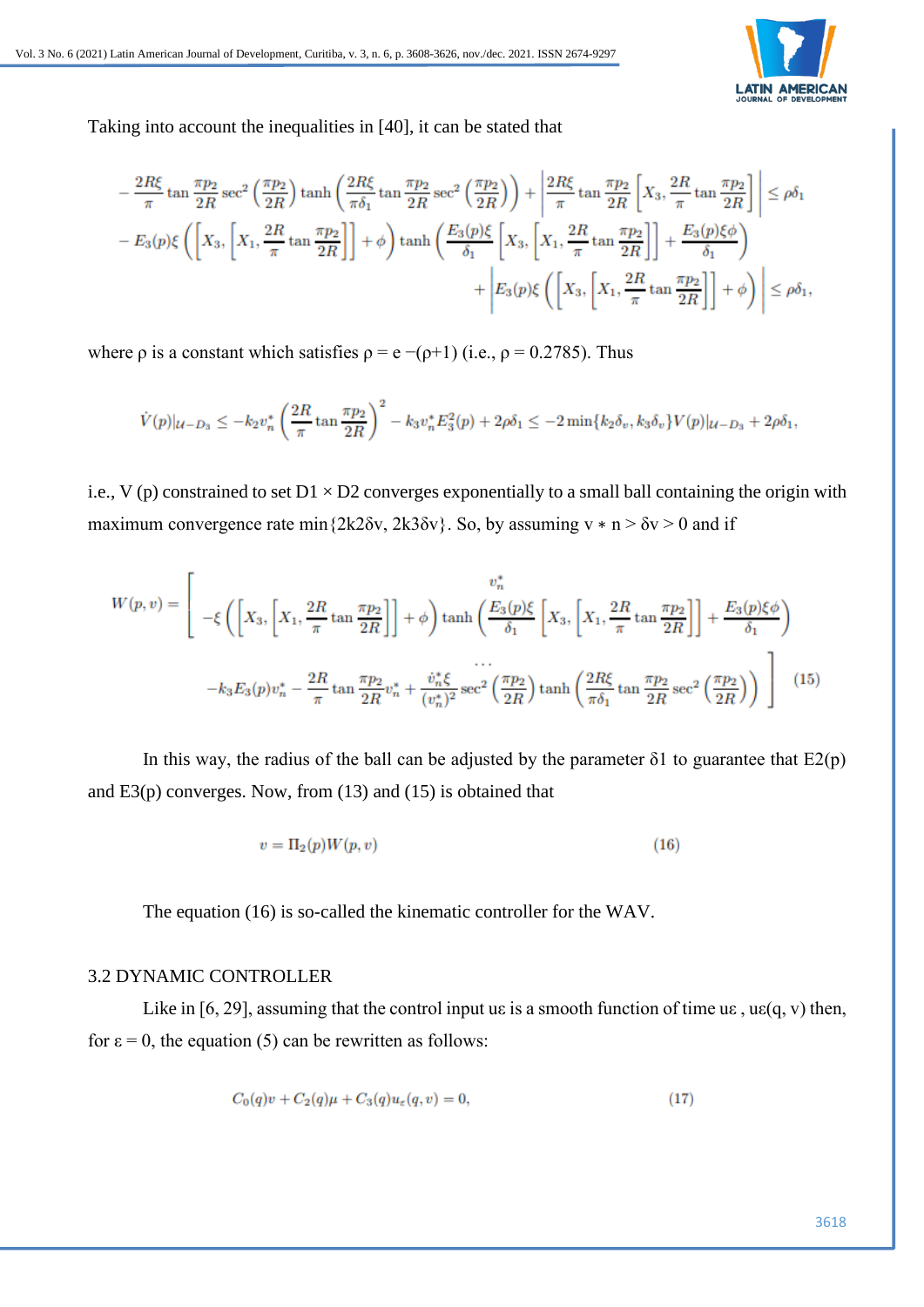Taking into account the inequalities in [40], it can be stated that

$$
\begin{aligned}
&-\frac{2R\xi}{\pi}\tan\frac{\pi p_2}{2R}\sec^2\left(\frac{\pi p_2}{2R}\right)\tanh\left(\frac{2R\xi}{\pi\delta_1}\tan\frac{\pi p_2}{2R}\sec^2\left(\frac{\pi p_2}{2R}\right)\right)+\left|\frac{2R\xi}{\pi}\tan\frac{\pi p_2}{2R}\left[X_3,\frac{2R}{\pi}\tan\frac{\pi p_2}{2R}\right]\right|\leq\rho\delta_1\\
&-E_3(p)\xi\left(\left[X_3,\left[X_1,\frac{2R}{\pi}\tan\frac{\pi p_2}{2R}\right]\right]+\phi\right)\tanh\left(\frac{E_3(p)\xi}{\delta_1}\left[X_3,\left[X_1,\frac{2R}{\pi}\tan\frac{\pi p_2}{2R}\right]\right]+\frac{E_3(p)\xi\phi}{\delta_1}\right)\\
&\qquad\qquad+\left|E_3(p)\xi\left(\left[X_3,\left[X_1,\frac{2R}{\pi}\tan\frac{\pi p_2}{2R}\right]\right]+\phi\right)\right|\leq\rho\delta_1,
\end{aligned}
$$

where ρ is a constant which satisfies ρ = e −(ρ+1) (i.e., ρ = 0.2785). Thus

$$
\dot{V}(p)|_{\mathcal{U}-D_3}\leq -k_2v_n^*\left(\frac{2R}{\pi}\tan\frac{\pi p_2}{2R}\right)^2-k_3v_n^*E_3^2(p)+2\rho\delta_1\leq -2\min\{k_2\delta_v,k_3\delta_v\}V(p)|_{\mathcal{U}-D_3}+2\rho\delta_1,
$$

i.e., V (p) constrained to set D1 × D2 converges exponentially to a small ball containing the origin with maximum convergence rate min{2k2δv, 2k3δv}. So, by assuming v ∗ n > δv > 0 and if

$$
W(p,v)=\begin{bmatrix} v_n^* \\ -\xi\left(\left[X_3,\left[X_1,\frac{2R}{\pi}\tan\frac{\pi p_2}{2R}\right]\right]+\phi\right)\tanh\left(\frac{E_3(p)\xi}{\delta_1}\left[X_3,\left[X_1,\frac{2R}{\pi}\tan\frac{\pi p_2}{2R}\right]\right]+\frac{E_3(p)\xi\phi}{\delta_1}\right) \\ \cdots \\ -k_3E_3(p)v_n^*-\frac{2R}{\pi}\tan\frac{\pi p_2}{2R}v_n^*+\frac{\dot{v}_n^*\xi}{(v_n^*)^2}\sec^2\left(\frac{\pi p_2}{2R}\right)\tanh\left(\frac{2R\xi}{\pi\delta_1}\tan\frac{\pi p_2}{2R}\sec^2\left(\frac{\pi p_2}{2R}\right)\right)\end{bmatrix}\quad(15)
$$

In this way, the radius of the ball can be adjusted by the parameter δ1 to guarantee that E2(p) and E3(p) converges. Now, from (13) and (15) is obtained that

$$
v=\Pi_2(p)W(p,v)\qquad(16)
$$

The equation (16) is so-called the kinematic controller for the WAV.

### 3.2 DYNAMIC CONTROLLER

Like in [6, 29], assuming that the control input uε is a smooth function of time uε , uε(q, v) then, for ε = 0, the equation (5) can be rewritten as follows:

$$
C_0(q)v+C_2(q)\mu+C_3(q)u_\varepsilon(q,v)=0,\qquad(17)
$$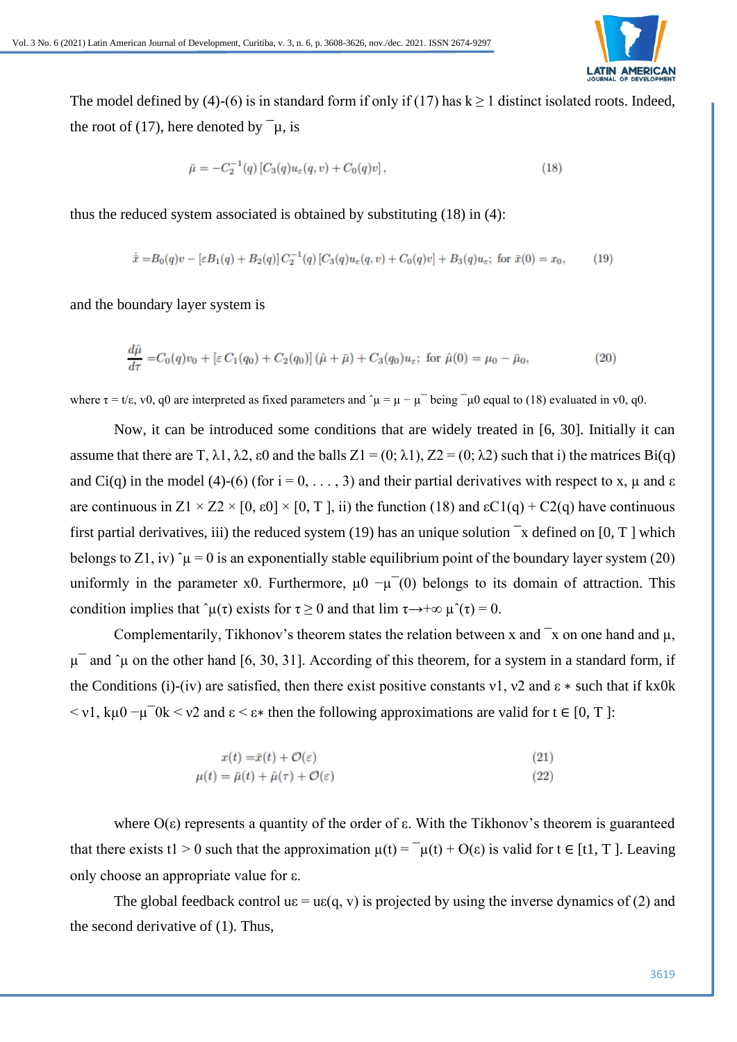The model defined by (4)-(6) is in standard form if only if (17) has $k \geq 1$ distinct isolated roots. Indeed, the root of (17), here denoted by $\bar{\mu}$, is

$$\bar{\mu} = -C_2^{-1}(q)\left[C_3(q)u_\varepsilon(q,v) + C_0(q)v\right], \tag{18}$$

thus the reduced system associated is obtained by substituting (18) in (4):

$$\dot{\bar{x}} = B_0(q)v - \left[\varepsilon B_1(q) + B_2(q)\right]C_2^{-1}(q)\left[C_3(q)u_\varepsilon(q,v) + C_0(q)v\right] + B_3(q)u_\varepsilon; \text{ for } \bar{x}(0) = x_0, \tag{19}$$

and the boundary layer system is

$$\frac{d\hat{\mu}}{d\tau} = C_0(q)v_0 + \left[\varepsilon\, C_1(q_0) + C_2(q_0)\right](\hat{\mu} + \bar{\mu}) + C_3(q_0)u_\varepsilon; \text{ for } \hat{\mu}(0) = \mu_0 - \bar{\mu}_0, \tag{20}$$

where $\tau = t/\varepsilon$, $v_0$, $q_0$ are interpreted as fixed parameters and $\hat{\mu} = \mu - \bar{\mu}$ being $\bar{\mu}_0$ equal to (18) evaluated in $v_0$, $q_0$.

Now, it can be introduced some conditions that are widely treated in [6, 30]. Initially it can assume that there are $T$, $\lambda_1$, $\lambda_2$, $\varepsilon_0$ and the balls $Z_1 = (0; \lambda_1)$, $Z_2 = (0; \lambda_2)$ such that i) the matrices $B_i(q)$ and $C_i(q)$ in the model (4)-(6) (for $i = 0, \ldots, 3$) and their partial derivatives with respect to $x$, $\mu$ and $\varepsilon$ are continuous in $Z_1 \times Z_2 \times [0, \varepsilon_0] \times [0, T]$, ii) the function (18) and $\varepsilon C_1(q) + C_2(q)$ have continuous first partial derivatives, iii) the reduced system (19) has an unique solution $\bar{x}$ defined on $[0, T]$ which belongs to $Z_1$, iv) $\hat{\mu} = 0$ is an exponentially stable equilibrium point of the boundary layer system (20) uniformly in the parameter $x_0$. Furthermore, $\mu_0 - \bar{\mu}(0)$ belongs to its domain of attraction. This condition implies that $\hat{\mu}(\tau)$ exists for $\tau \geq 0$ and that $\lim_{\tau \to +\infty} \hat{\mu}(\tau) = 0$.

Complementarily, Tikhonov's theorem states the relation between $x$ and $\bar{x}$ on one hand and $\mu$, $\bar{\mu}$ and $\hat{\mu}$ on the other hand [6, 30, 31]. According of this theorem, for a system in a standard form, if the Conditions (i)-(iv) are satisfied, then there exist positive constants $\nu_1$, $\nu_2$ and $\varepsilon^*$ such that if $\|x_0\| < \nu_1$, $\|\mu_0 - \bar{\mu}_0\| < \nu_2$ and $\varepsilon < \varepsilon^*$ then the following approximations are valid for $t \in [0, T]$:

$$x(t) = \bar{x}(t) + \mathcal{O}(\varepsilon) \tag{21}$$

$$\mu(t) = \bar{\mu}(t) + \hat{\mu}(\tau) + \mathcal{O}(\varepsilon) \tag{22}$$

where $\mathcal{O}(\varepsilon)$ represents a quantity of the order of $\varepsilon$. With the Tikhonov's theorem is guaranteed that there exists $t_1 > 0$ such that the approximation $\mu(t) = \bar{\mu}(t) + \mathcal{O}(\varepsilon)$ is valid for $t \in [t_1, T]$. Leaving only choose an appropriate value for $\varepsilon$.

The global feedback control $u_\varepsilon = u_\varepsilon(q, v)$ is projected by using the inverse dynamics of (2) and the second derivative of (1). Thus,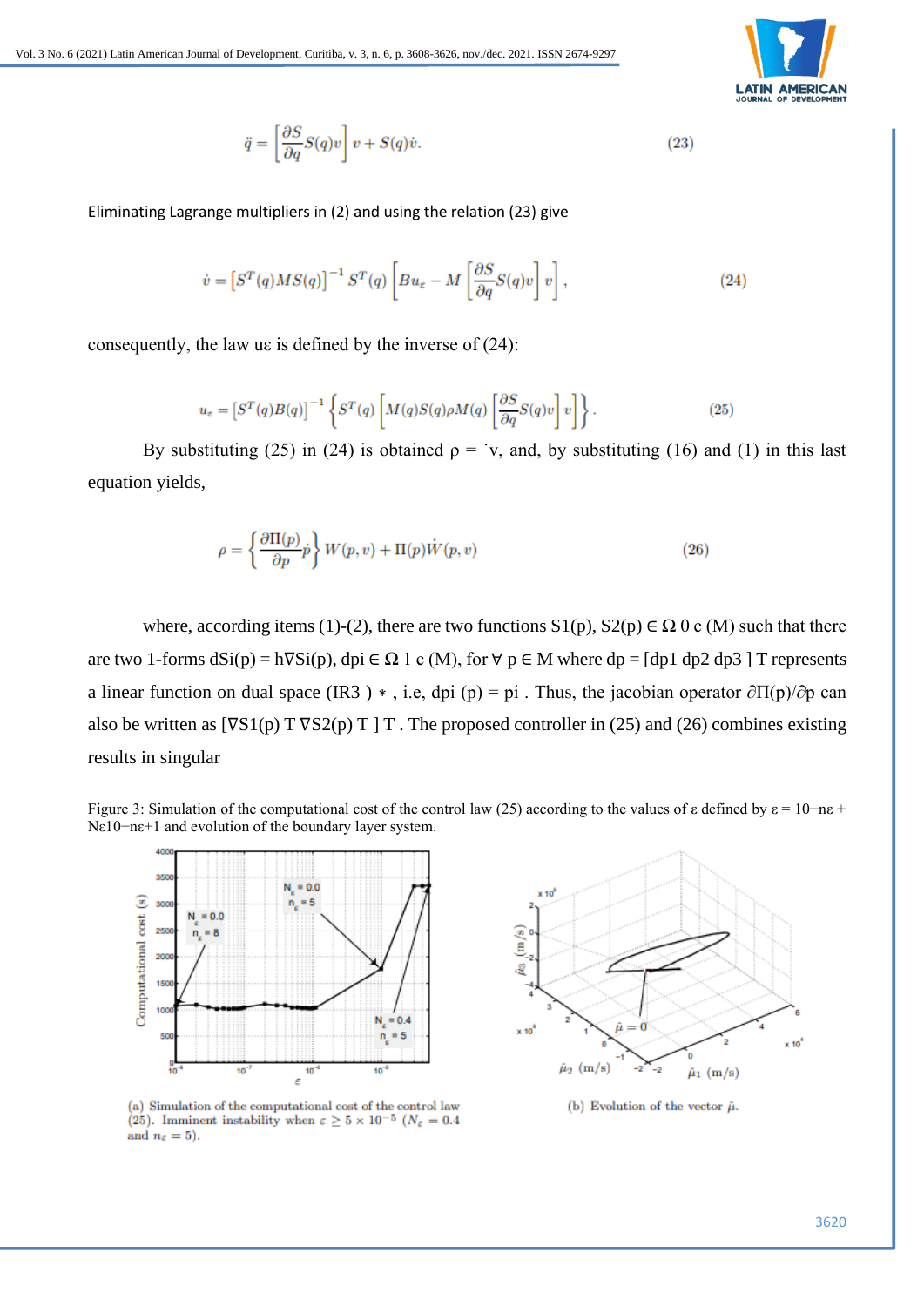$$\ddot{q} = \left[\frac{\partial S}{\partial q} S(q) v\right] v + S(q)\dot{v}. \tag{23}$$

Eliminating Lagrange multipliers in (2) and using the relation (23) give

$$\dot{v} = \left[S^T(q) M S(q)\right]^{-1} S^T(q) \left[B u_\varepsilon - M \left[\frac{\partial S}{\partial q} S(q) v\right] v\right], \tag{24}$$

consequently, the law $u_\varepsilon$ is defined by the inverse of (24):

$$u_\varepsilon = \left[S^T(q) B(q)\right]^{-1} \left\{S^T(q) \left[M(q) S(q) \rho M(q) \left[\frac{\partial S}{\partial q} S(q) v\right] v\right]\right\}. \tag{25}$$

By substituting (25) in (24) is obtained $\rho = \dot{v}$, and, by substituting (16) and (1) in this last equation yields,

$$\rho = \left\{\frac{\partial \Pi(p)}{\partial p} \dot{p}\right\} W(p, v) + \Pi(p) \dot{W}(p, v) \tag{26}$$

where, according items (1)-(2), there are two functions $S_1(p)$, $S_2(p) \in \Omega^0_c(M)$ such that there are two 1-forms $dS_i(p) = h\nabla S_i(p)$, $dp_i \in \Omega^1_c(M)$, for $\forall\, p \in M$ where $dp = [dp_1\ dp_2\ dp_3]^T$ represents a linear function on dual space $(\mathbb{R}^3)^*$, i.e, $dp_i(p) = p_i$. Thus, the jacobian operator $\partial\Pi(p)/\partial p$ can also be written as $[\nabla S_1(p)^T\ \nabla S_2(p)^T]^T$. The proposed controller in (25) and (26) combines existing results in singular

Figure 3: Simulation of the computational cost of the control law (25) according to the values of $\varepsilon$ defined by $\varepsilon = 10^{-n_\varepsilon} + N_\varepsilon 10^{-n_\varepsilon+1}$ and evolution of the boundary layer system.

(a) Simulation of the computational cost of the control law (25). Imminent instability when $\varepsilon \geq 5 \times 10^{-5}$ ($N_\varepsilon = 0.4$ and $n_\varepsilon = 5$).

(b) Evolution of the vector $\hat{\mu}$.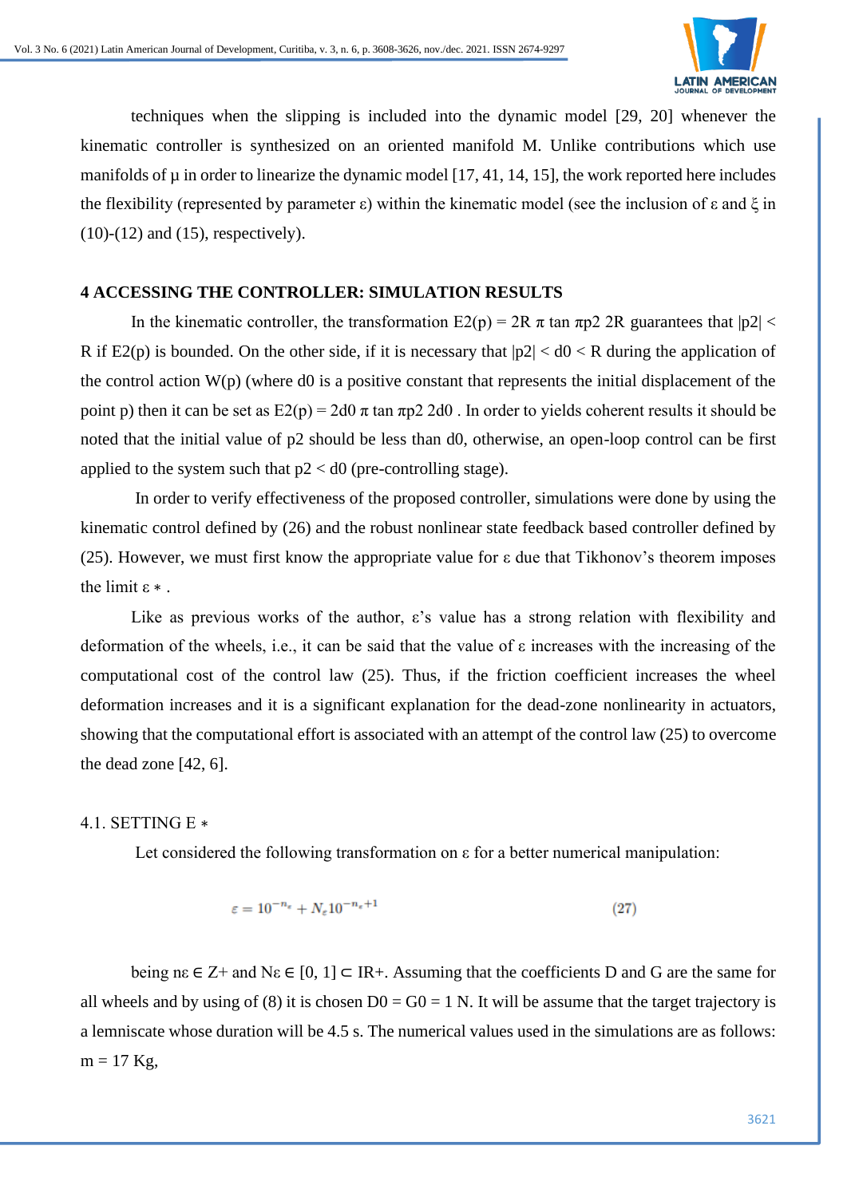techniques when the slipping is included into the dynamic model [29, 20] whenever the kinematic controller is synthesized on an oriented manifold M. Unlike contributions which use manifolds of μ in order to linearize the dynamic model [17, 41, 14, 15], the work reported here includes the flexibility (represented by parameter ε) within the kinematic model (see the inclusion of ε and ξ in (10)-(12) and (15), respectively).

## 4 ACCESSING THE CONTROLLER: SIMULATION RESULTS

In the kinematic controller, the transformation E2(p) = 2R π tan πp2 2R guarantees that |p2| < R if E2(p) is bounded. On the other side, if it is necessary that |p2| < d0 < R during the application of the control action W(p) (where d0 is a positive constant that represents the initial displacement of the point p) then it can be set as E2(p) = 2d0 π tan πp2 2d0 . In order to yields coherent results it should be noted that the initial value of p2 should be less than d0, otherwise, an open-loop control can be first applied to the system such that p2 < d0 (pre-controlling stage).

In order to verify effectiveness of the proposed controller, simulations were done by using the kinematic control defined by (26) and the robust nonlinear state feedback based controller defined by (25). However, we must first know the appropriate value for ε due that Tikhonov's theorem imposes the limit ε ∗ .

Like as previous works of the author, ε's value has a strong relation with flexibility and deformation of the wheels, i.e., it can be said that the value of ε increases with the increasing of the computational cost of the control law (25). Thus, if the friction coefficient increases the wheel deformation increases and it is a significant explanation for the dead-zone nonlinearity in actuators, showing that the computational effort is associated with an attempt of the control law (25) to overcome the dead zone [42, 6].

### 4.1. SETTING E ∗

Let considered the following transformation on ε for a better numerical manipulation:

$$\varepsilon = 10^{-n_\varepsilon} + N_\varepsilon 10^{-n_\varepsilon+1} \tag{27}$$

being nε ∈ Z+ and Nε ∈ [0, 1] ⊂ IR+. Assuming that the coefficients D and G are the same for all wheels and by using of (8) it is chosen D0 = G0 = 1 N. It will be assume that the target trajectory is a lemniscate whose duration will be 4.5 s. The numerical values used in the simulations are as follows: m = 17 Kg,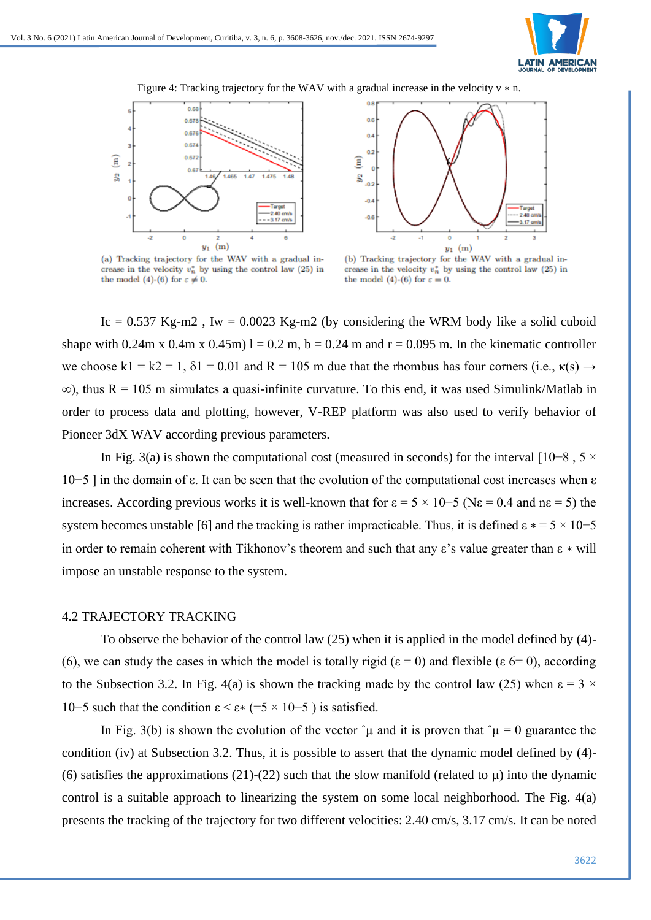Figure 4: Tracking trajectory for the WAV with a gradual increase in the velocity $v*n$.

(a) Tracking trajectory for the WAV with a gradual increase in the velocity $v_n^*$ by using the control law (25) in the model (4)-(6) for $\varepsilon \neq 0$.

(b) Tracking trajectory for the WAV with a gradual increase in the velocity $v_n^*$ by using the control law (25) in the model (4)-(6) for $\varepsilon = 0$.

Ic = 0.537 Kg-m2 , Iw = 0.0023 Kg-m2 (by considering the WRM body like a solid cuboid shape with 0.24m x 0.4m x 0.45m) l = 0.2 m, b = 0.24 m and r = 0.095 m. In the kinematic controller we choose $k1 = k2 = 1$, $\delta 1 = 0.01$ and $R = 105$ m due that the rhombus has four corners (i.e., $\kappa(s) \rightarrow \infty$), thus $R = 105$ m simulates a quasi-infinite curvature. To this end, it was used Simulink/Matlab in order to process data and plotting, however, V-REP platform was also used to verify behavior of Pioneer 3dX WAV according previous parameters.

In Fig. 3(a) is shown the computational cost (measured in seconds) for the interval $[10{-}8 , 5 \times 10{-}5 ]$ in the domain of $\varepsilon$. It can be seen that the evolution of the computational cost increases when $\varepsilon$ increases. According previous works it is well-known that for $\varepsilon = 5 \times 10{-}5$ ($N\varepsilon = 0.4$ and $n\varepsilon = 5$) the system becomes unstable [6] and the tracking is rather impracticable. Thus, it is defined $\varepsilon * = 5 \times 10{-}5$ in order to remain coherent with Tikhonov's theorem and such that any $\varepsilon$'s value greater than $\varepsilon *$ will impose an unstable response to the system.

## 4.2 TRAJECTORY TRACKING

To observe the behavior of the control law (25) when it is applied in the model defined by (4)-(6), we can study the cases in which the model is totally rigid ($\varepsilon = 0$) and flexible ($\varepsilon$ 6= 0), according to the Subsection 3.2. In Fig. 4(a) is shown the tracking made by the control law (25) when $\varepsilon = 3 \times 10{-}5$ such that the condition $\varepsilon < \varepsilon*$ ($=5 \times 10{-}5$ ) is satisfied.

In Fig. 3(b) is shown the evolution of the vector $\hat{\mu}$ and it is proven that $\hat{\mu} = 0$ guarantee the condition (iv) at Subsection 3.2. Thus, it is possible to assert that the dynamic model defined by (4)-(6) satisfies the approximations (21)-(22) such that the slow manifold (related to $\mu$) into the dynamic control is a suitable approach to linearizing the system on some local neighborhood. The Fig. 4(a) presents the tracking of the trajectory for two different velocities: 2.40 cm/s, 3.17 cm/s. It can be noted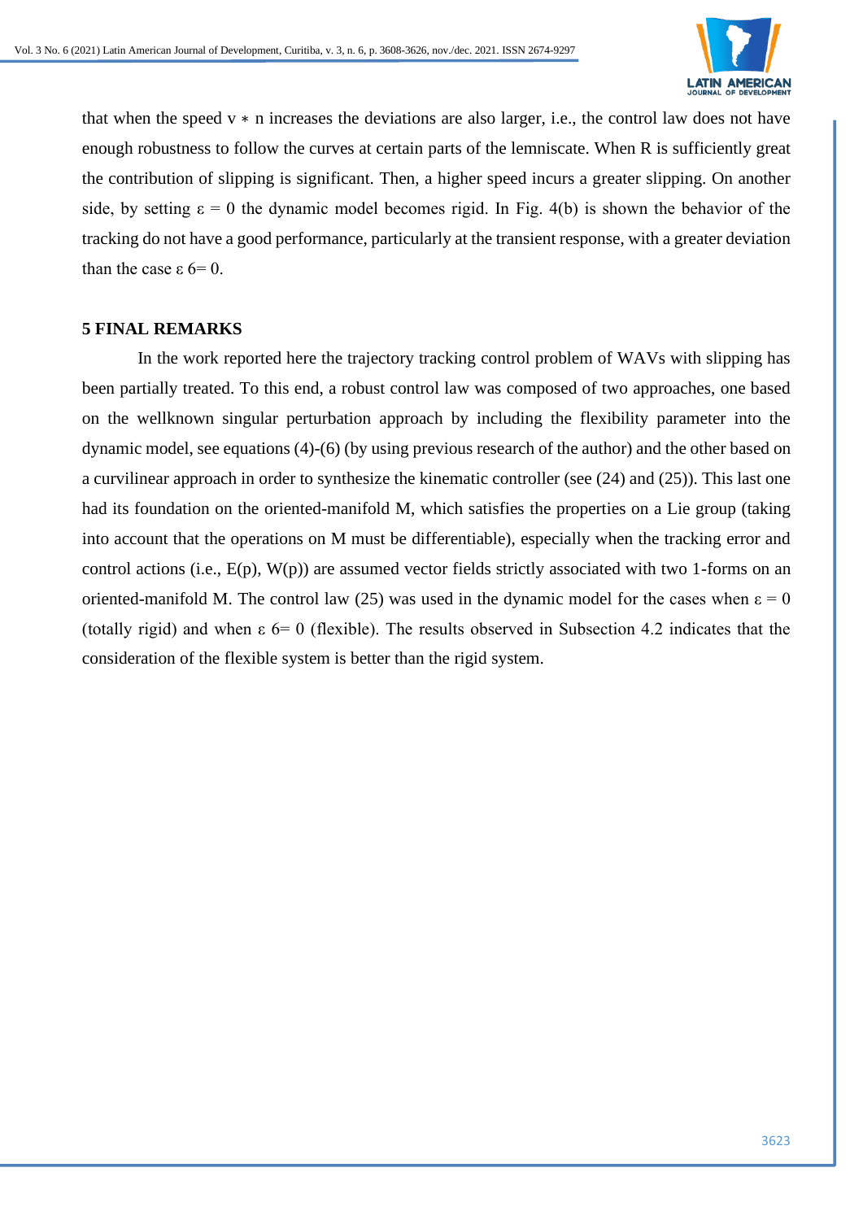that when the speed $v * n$ increases the deviations are also larger, i.e., the control law does not have enough robustness to follow the curves at certain parts of the lemniscate. When R is sufficiently great the contribution of slipping is significant. Then, a higher speed incurs a greater slipping. On another side, by setting $\varepsilon = 0$ the dynamic model becomes rigid. In Fig. 4(b) is shown the behavior of the tracking do not have a good performance, particularly at the transient response, with a greater deviation than the case $\varepsilon$ 6= 0.

## 5 FINAL REMARKS

In the work reported here the trajectory tracking control problem of WAVs with slipping has been partially treated. To this end, a robust control law was composed of two approaches, one based on the wellknown singular perturbation approach by including the flexibility parameter into the dynamic model, see equations (4)-(6) (by using previous research of the author) and the other based on a curvilinear approach in order to synthesize the kinematic controller (see (24) and (25)). This last one had its foundation on the oriented-manifold M, which satisfies the properties on a Lie group (taking into account that the operations on M must be differentiable), especially when the tracking error and control actions (i.e., E(p), W(p)) are assumed vector fields strictly associated with two 1-forms on an oriented-manifold M. The control law (25) was used in the dynamic model for the cases when $\varepsilon = 0$ (totally rigid) and when $\varepsilon$ 6= 0 (flexible). The results observed in Subsection 4.2 indicates that the consideration of the flexible system is better than the rigid system.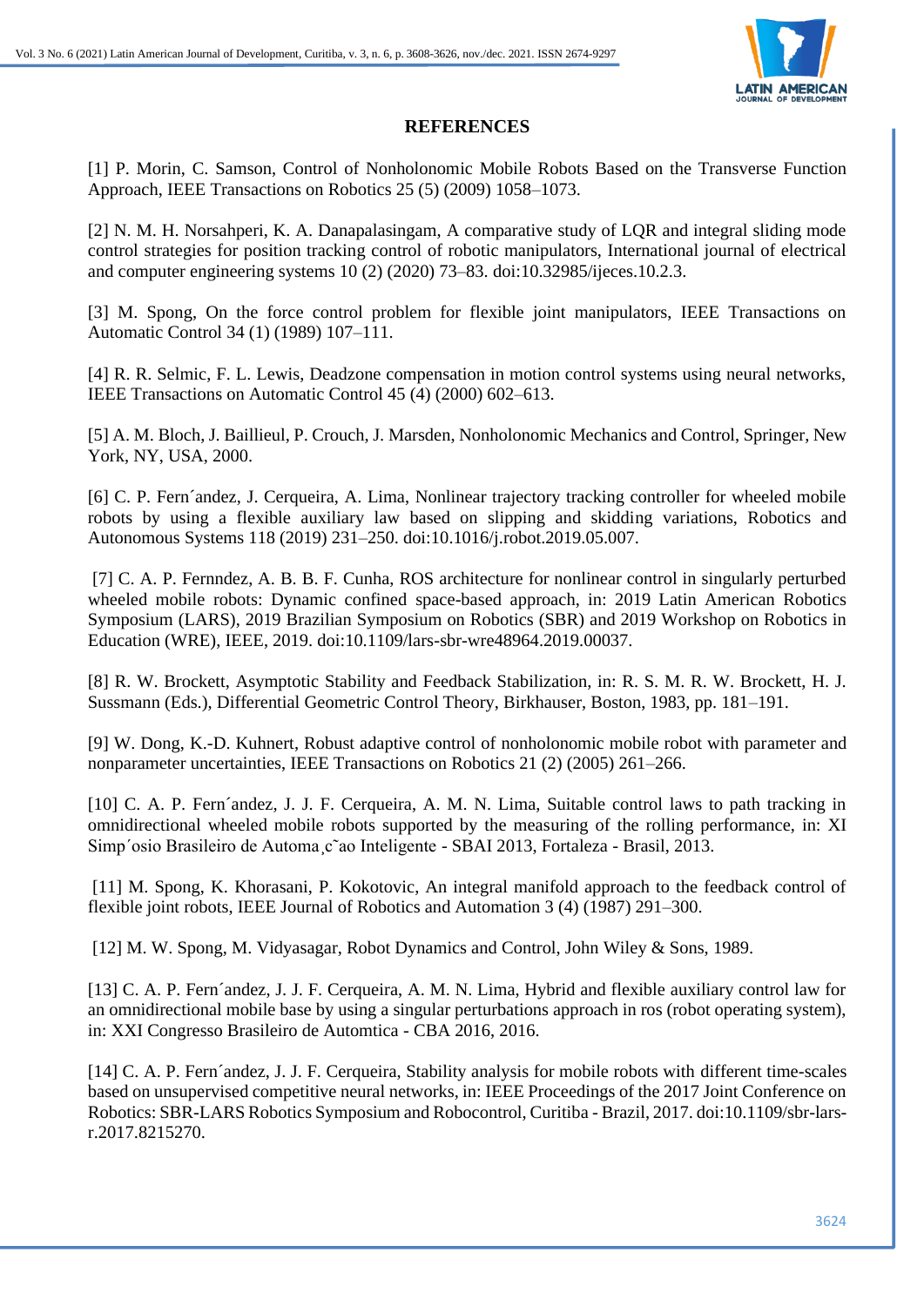## REFERENCES

[1] P. Morin, C. Samson, Control of Nonholonomic Mobile Robots Based on the Transverse Function Approach, IEEE Transactions on Robotics 25 (5) (2009) 1058–1073.

[2] N. M. H. Norsahperi, K. A. Danapalasingam, A comparative study of LQR and integral sliding mode control strategies for position tracking control of robotic manipulators, International journal of electrical and computer engineering systems 10 (2) (2020) 73–83. doi:10.32985/ijeces.10.2.3.

[3] M. Spong, On the force control problem for flexible joint manipulators, IEEE Transactions on Automatic Control 34 (1) (1989) 107–111.

[4] R. R. Selmic, F. L. Lewis, Deadzone compensation in motion control systems using neural networks, IEEE Transactions on Automatic Control 45 (4) (2000) 602–613.

[5] A. M. Bloch, J. Baillieul, P. Crouch, J. Marsden, Nonholonomic Mechanics and Control, Springer, New York, NY, USA, 2000.

[6] C. P. Fern´andez, J. Cerqueira, A. Lima, Nonlinear trajectory tracking controller for wheeled mobile robots by using a flexible auxiliary law based on slipping and skidding variations, Robotics and Autonomous Systems 118 (2019) 231–250. doi:10.1016/j.robot.2019.05.007.

[7] C. A. P. Fernndez, A. B. B. F. Cunha, ROS architecture for nonlinear control in singularly perturbed wheeled mobile robots: Dynamic confined space-based approach, in: 2019 Latin American Robotics Symposium (LARS), 2019 Brazilian Symposium on Robotics (SBR) and 2019 Workshop on Robotics in Education (WRE), IEEE, 2019. doi:10.1109/lars-sbr-wre48964.2019.00037.

[8] R. W. Brockett, Asymptotic Stability and Feedback Stabilization, in: R. S. M. R. W. Brockett, H. J. Sussmann (Eds.), Differential Geometric Control Theory, Birkhauser, Boston, 1983, pp. 181–191.

[9] W. Dong, K.-D. Kuhnert, Robust adaptive control of nonholonomic mobile robot with parameter and nonparameter uncertainties, IEEE Transactions on Robotics 21 (2) (2005) 261–266.

[10] C. A. P. Fern´andez, J. J. F. Cerqueira, A. M. N. Lima, Suitable control laws to path tracking in omnidirectional wheeled mobile robots supported by the measuring of the rolling performance, in: XI Simp´osio Brasileiro de Automa¸c˜ao Inteligente - SBAI 2013, Fortaleza - Brasil, 2013.

[11] M. Spong, K. Khorasani, P. Kokotovic, An integral manifold approach to the feedback control of flexible joint robots, IEEE Journal of Robotics and Automation 3 (4) (1987) 291–300.

[12] M. W. Spong, M. Vidyasagar, Robot Dynamics and Control, John Wiley & Sons, 1989.

[13] C. A. P. Fern´andez, J. J. F. Cerqueira, A. M. N. Lima, Hybrid and flexible auxiliary control law for an omnidirectional mobile base by using a singular perturbations approach in ros (robot operating system), in: XXI Congresso Brasileiro de Automtica - CBA 2016, 2016.

[14] C. A. P. Fern´andez, J. J. F. Cerqueira, Stability analysis for mobile robots with different time-scales based on unsupervised competitive neural networks, in: IEEE Proceedings of the 2017 Joint Conference on Robotics: SBR-LARS Robotics Symposium and Robocontrol, Curitiba - Brazil, 2017. doi:10.1109/sbr-lars-r.2017.8215270.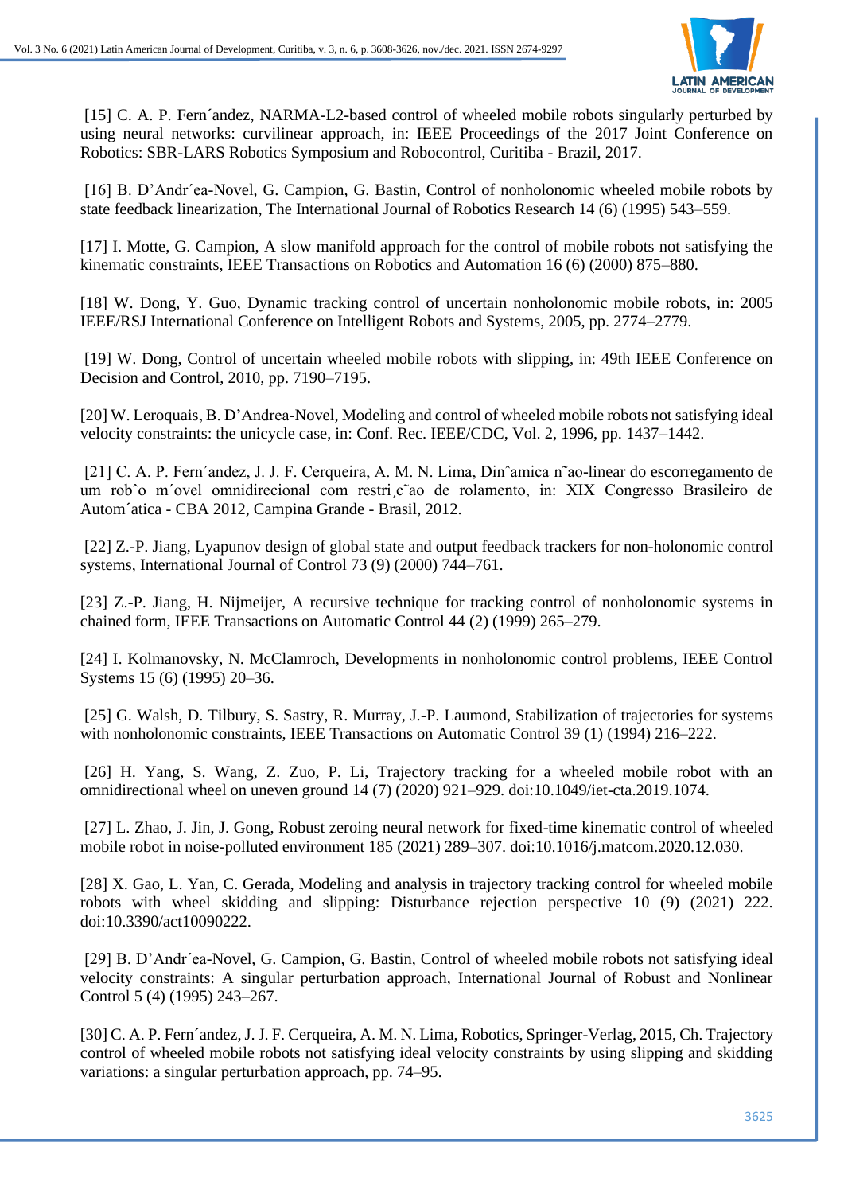[15] C. A. P. Fern´andez, NARMA-L2-based control of wheeled mobile robots singularly perturbed by using neural networks: curvilinear approach, in: IEEE Proceedings of the 2017 Joint Conference on Robotics: SBR-LARS Robotics Symposium and Robocontrol, Curitiba - Brazil, 2017.

[16] B. D'Andr´ea-Novel, G. Campion, G. Bastin, Control of nonholonomic wheeled mobile robots by state feedback linearization, The International Journal of Robotics Research 14 (6) (1995) 543–559.

[17] I. Motte, G. Campion, A slow manifold approach for the control of mobile robots not satisfying the kinematic constraints, IEEE Transactions on Robotics and Automation 16 (6) (2000) 875–880.

[18] W. Dong, Y. Guo, Dynamic tracking control of uncertain nonholonomic mobile robots, in: 2005 IEEE/RSJ International Conference on Intelligent Robots and Systems, 2005, pp. 2774–2779.

[19] W. Dong, Control of uncertain wheeled mobile robots with slipping, in: 49th IEEE Conference on Decision and Control, 2010, pp. 7190–7195.

[20] W. Leroquais, B. D'Andrea-Novel, Modeling and control of wheeled mobile robots not satisfying ideal velocity constraints: the unicycle case, in: Conf. Rec. IEEE/CDC, Vol. 2, 1996, pp. 1437–1442.

[21] C. A. P. Fern´andez, J. J. F. Cerqueira, A. M. N. Lima, Dinˆamica n˜ao-linear do escorregamento de um robˆo m´ovel omnidirecional com restri¸c˜ao de rolamento, in: XIX Congresso Brasileiro de Autom´atica - CBA 2012, Campina Grande - Brasil, 2012.

[22] Z.-P. Jiang, Lyapunov design of global state and output feedback trackers for non-holonomic control systems, International Journal of Control 73 (9) (2000) 744–761.

[23] Z.-P. Jiang, H. Nijmeijer, A recursive technique for tracking control of nonholonomic systems in chained form, IEEE Transactions on Automatic Control 44 (2) (1999) 265–279.

[24] I. Kolmanovsky, N. McClamroch, Developments in nonholonomic control problems, IEEE Control Systems 15 (6) (1995) 20–36.

[25] G. Walsh, D. Tilbury, S. Sastry, R. Murray, J.-P. Laumond, Stabilization of trajectories for systems with nonholonomic constraints, IEEE Transactions on Automatic Control 39 (1) (1994) 216–222.

[26] H. Yang, S. Wang, Z. Zuo, P. Li, Trajectory tracking for a wheeled mobile robot with an omnidirectional wheel on uneven ground 14 (7) (2020) 921–929. doi:10.1049/iet-cta.2019.1074.

[27] L. Zhao, J. Jin, J. Gong, Robust zeroing neural network for fixed-time kinematic control of wheeled mobile robot in noise-polluted environment 185 (2021) 289–307. doi:10.1016/j.matcom.2020.12.030.

[28] X. Gao, L. Yan, C. Gerada, Modeling and analysis in trajectory tracking control for wheeled mobile robots with wheel skidding and slipping: Disturbance rejection perspective 10 (9) (2021) 222. doi:10.3390/act10090222.

[29] B. D'Andr´ea-Novel, G. Campion, G. Bastin, Control of wheeled mobile robots not satisfying ideal velocity constraints: A singular perturbation approach, International Journal of Robust and Nonlinear Control 5 (4) (1995) 243–267.

[30] C. A. P. Fern´andez, J. J. F. Cerqueira, A. M. N. Lima, Robotics, Springer-Verlag, 2015, Ch. Trajectory control of wheeled mobile robots not satisfying ideal velocity constraints by using slipping and skidding variations: a singular perturbation approach, pp. 74–95.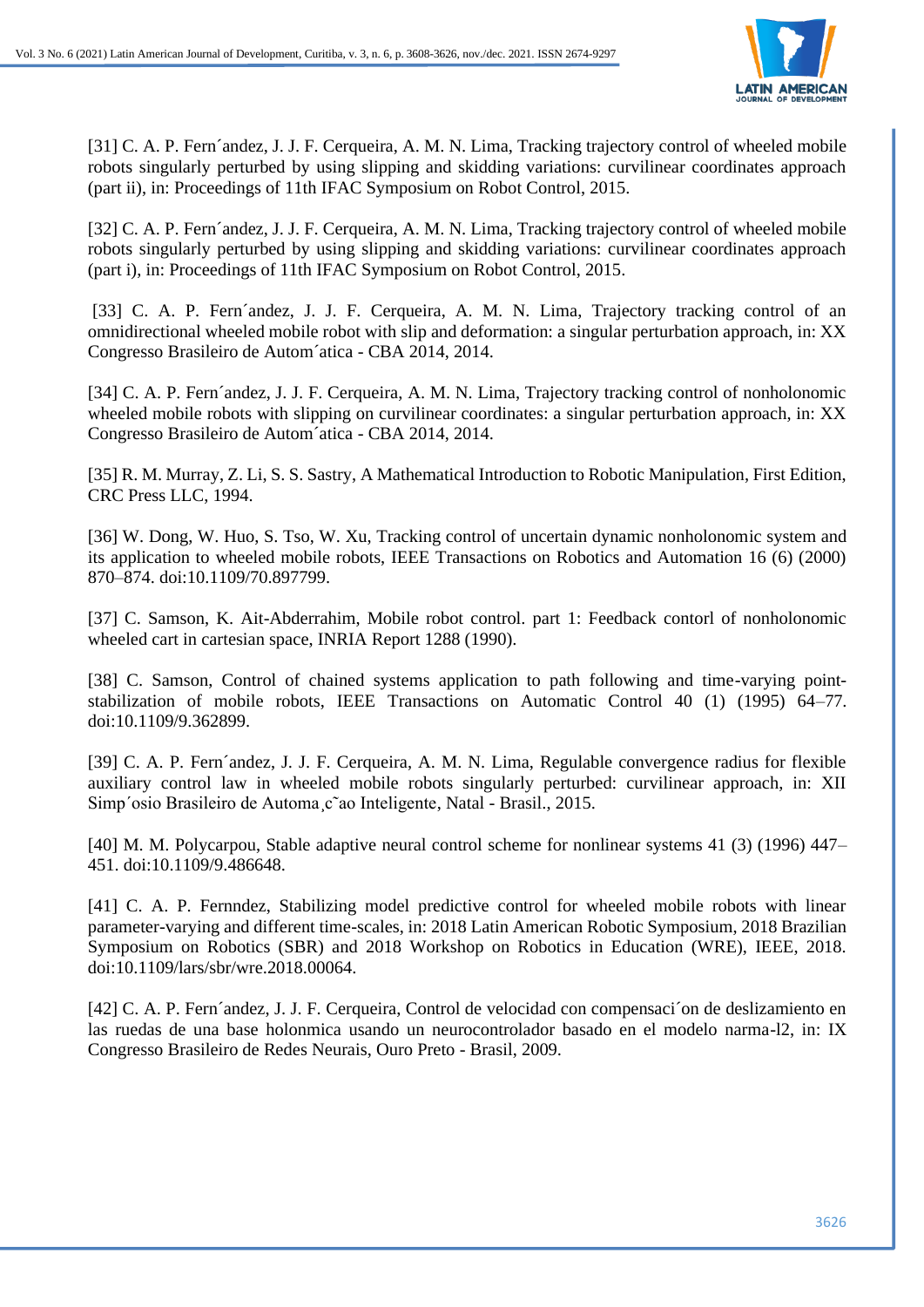[31] C. A. P. Fern´andez, J. J. F. Cerqueira, A. M. N. Lima, Tracking trajectory control of wheeled mobile robots singularly perturbed by using slipping and skidding variations: curvilinear coordinates approach (part ii), in: Proceedings of 11th IFAC Symposium on Robot Control, 2015.

[32] C. A. P. Fern´andez, J. J. F. Cerqueira, A. M. N. Lima, Tracking trajectory control of wheeled mobile robots singularly perturbed by using slipping and skidding variations: curvilinear coordinates approach (part i), in: Proceedings of 11th IFAC Symposium on Robot Control, 2015.

[33] C. A. P. Fern´andez, J. J. F. Cerqueira, A. M. N. Lima, Trajectory tracking control of an omnidirectional wheeled mobile robot with slip and deformation: a singular perturbation approach, in: XX Congresso Brasileiro de Autom´atica - CBA 2014, 2014.

[34] C. A. P. Fern´andez, J. J. F. Cerqueira, A. M. N. Lima, Trajectory tracking control of nonholonomic wheeled mobile robots with slipping on curvilinear coordinates: a singular perturbation approach, in: XX Congresso Brasileiro de Autom´atica - CBA 2014, 2014.

[35] R. M. Murray, Z. Li, S. S. Sastry, A Mathematical Introduction to Robotic Manipulation, First Edition, CRC Press LLC, 1994.

[36] W. Dong, W. Huo, S. Tso, W. Xu, Tracking control of uncertain dynamic nonholonomic system and its application to wheeled mobile robots, IEEE Transactions on Robotics and Automation 16 (6) (2000) 870–874. doi:10.1109/70.897799.

[37] C. Samson, K. Ait-Abderrahim, Mobile robot control. part 1: Feedback contorl of nonholonomic wheeled cart in cartesian space, INRIA Report 1288 (1990).

[38] C. Samson, Control of chained systems application to path following and time-varying point-stabilization of mobile robots, IEEE Transactions on Automatic Control 40 (1) (1995) 64–77. doi:10.1109/9.362899.

[39] C. A. P. Fern´andez, J. J. F. Cerqueira, A. M. N. Lima, Regulable convergence radius for flexible auxiliary control law in wheeled mobile robots singularly perturbed: curvilinear approach, in: XII Simp´osio Brasileiro de Automa¸c˜ao Inteligente, Natal - Brasil., 2015.

[40] M. M. Polycarpou, Stable adaptive neural control scheme for nonlinear systems 41 (3) (1996) 447–451. doi:10.1109/9.486648.

[41] C. A. P. Fernndez, Stabilizing model predictive control for wheeled mobile robots with linear parameter-varying and different time-scales, in: 2018 Latin American Robotic Symposium, 2018 Brazilian Symposium on Robotics (SBR) and 2018 Workshop on Robotics in Education (WRE), IEEE, 2018. doi:10.1109/lars/sbr/wre.2018.00064.

[42] C. A. P. Fern´andez, J. J. F. Cerqueira, Control de velocidad con compensaci´on de deslizamiento en las ruedas de una base holonmica usando un neurocontrolador basado en el modelo narma-l2, in: IX Congresso Brasileiro de Redes Neurais, Ouro Preto - Brasil, 2009.